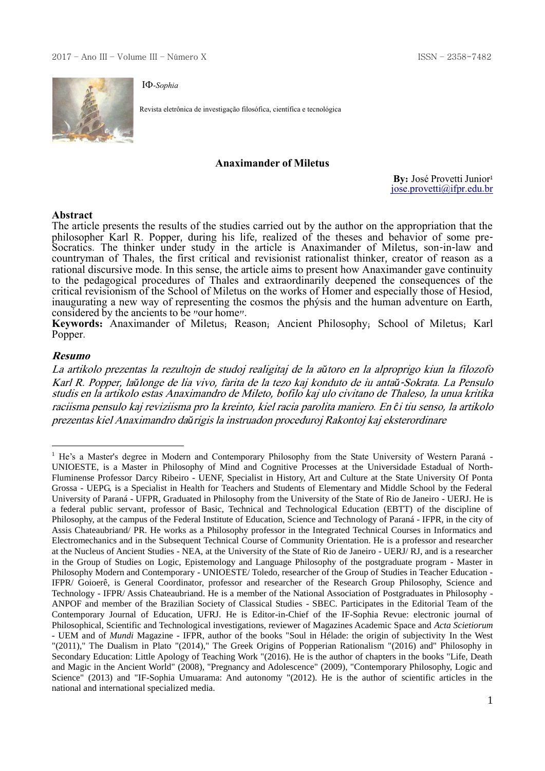IΦ-*Sophia*

Revista eletrônica de investigação filosófica, científica e tecnológica

## Anaximander of Miletus

**By:** José Provetti Junior[1]
jose.provetti@ifpr.edu.br

### Abstract

The article presents the results of the studies carried out by the author on the appropriation that the philosopher Karl R. Popper, during his life, realized of the theses and behavior of some pre-Socratics. The thinker under study in the article is Anaximander of Miletus, son-in-law and countryman of Thales, the first critical and revisionist rationalist thinker, creator of reason as a rational discursive mode. In this sense, the article aims to present how Anaximander gave continuity to the pedagogical procedures of Thales and extraordinarily deepened the consequences of the critical revisionism of the School of Miletus on the works of Homer and especially those of Hesiod, inaugurating a new way of representing the cosmos the phýsis and the human adventure on Earth, considered by the ancients to be "our home".

**Keywords:** Anaximander of Miletus; Reason; Ancient Philosophy; School of Miletus; Karl Popper.

### *Resumo*

*La artikolo prezentas la rezultojn de studoj realigitaj de la aŭtoro en la alproprigo kiun la filozofo Karl R. Popper, laŭlonge de lia vivo, farita de la tezo kaj konduto de iu antaŭ-Sokrata. La Pensulo studis en la artikolo estas Anaximandro de Mileto, bofilo kaj ulo civitano de Thaleso, la unua kritika raciisma pensulo kaj reviziisma pro la kreinto, kiel racia parolita maniero. En ĉi tiu senso, la artikolo prezentas kiel Anaximandro daŭrigis la instruadon proceduroj Rakontoj kaj eksterordinare*

---

[1] He's a Master's degree in Modern and Contemporary Philosophy from the State University of Western Paraná - UNIOESTE, is a Master in Philosophy of Mind and Cognitive Processes at the Universidade Estadual of North-Fluminense Professor Darcy Ribeiro - UENF, Specialist in History, Art and Culture at the State University Of Ponta Grossa - UEPG, is a Specialist in Health for Teachers and Students of Elementary and Middle School by the Federal University of Paraná - UFPR, Graduated in Philosophy from the University of the State of Rio de Janeiro - UERJ. He is a federal public servant, professor of Basic, Technical and Technological Education (EBTT) of the discipline of Philosophy, at the campus of the Federal Institute of Education, Science and Technology of Paraná - IFPR, in the city of Assis Chateaubriand/ PR. He works as a Philosophy professor in the Integrated Technical Courses in Informatics and Electromechanics and in the Subsequent Technical Course of Community Orientation. He is a professor and researcher at the Nucleus of Ancient Studies - NEA, at the University of the State of Rio de Janeiro - UERJ/ RJ, and is a researcher in the Group of Studies on Logic, Epistemology and Language Philosophy of the postgraduate program - Master in Philosophy Modern and Contemporary - UNIOESTE/ Toledo, researcher of the Group of Studies in Teacher Education - IFPR/ Goioerê, is General Coordinator, professor and researcher of the Research Group Philosophy, Science and Technology - IFPR/ Assis Chateaubriand. He is a member of the National Association of Postgraduates in Philosophy - ANPOF and member of the Brazilian Society of Classical Studies - SBEC. Participates in the Editorial Team of the Contemporary Journal of Education, UFRJ. He is Editor-in-Chief of the IF-Sophia Revue: electronic journal of Philosophical, Scientific and Technological investigations, reviewer of Magazines Academic Space and *Acta Scietiorum* - UEM and of *Mundi* Magazine - IFPR, author of the books "Soul in Hélade: the origin of subjectivity In the West "(2011)," The Dualism in Plato "(2014)," The Greek Origins of Popperian Rationalism "(2016) and" Philosophy in Secondary Education: Little Apology of Teaching Work "(2016). He is the author of chapters in the books "Life, Death and Magic in the Ancient World" (2008), "Pregnancy and Adolescence" (2009), "Contemporary Philosophy, Logic and Science" (2013) and "IF-Sophia Umuarama: And autonomy "(2012). He is the author of scientific articles in the national and international specialized media.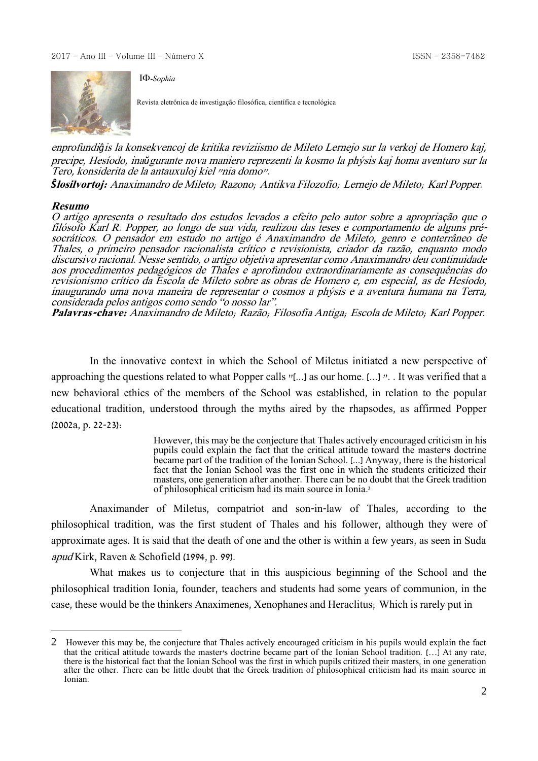enprofundiĝis la konsekvencoj de kritika reviziismo de Mileto Lernejo sur la verkoj de Homero kaj, precipe, Hesíodo, inaŭgurante nova maniero reprezenti la kosmo la phýsis kaj homa aventuro sur la Tero, konsiderita de la antaŭuloj kiel "nia domo".

***Ŝlosilvortoj:*** *Anaximandro de Mileto; Razono; Antikva Filozofio; Lernejo de Mileto; Karl Popper.*

***Resumo***

*O artigo apresenta o resultado dos estudos levados a efeito pelo autor sobre a apropriação que o filósofo Karl R. Popper, ao longo de sua vida, realizou das teses e comportamento de alguns pré-socráticos. O pensador em estudo no artigo é Anaximandro de Mileto, genro e conterrâneo de Thales, o primeiro pensador racionalista crítico e revisionista, criador da razão, enquanto modo discursivo racional. Nesse sentido, o artigo objetiva apresentar como Anaximandro deu continuidade aos procedimentos pedagógicos de Thales e aprofundou extraordinariamente as consequências do revisionismo crítico da Escola de Mileto sobre as obras de Homero e, em especial, as de Hesíodo, inaugurando uma nova maneira de representar o cosmos a phýsis e a aventura humana na Terra, considerada pelos antigos como sendo "o nosso lar".*

***Palavras-chave:*** *Anaximandro de Mileto; Razão; Filosofia Antiga; Escola de Mileto; Karl Popper.*

In the innovative context in which the School of Miletus initiated a new perspective of approaching the questions related to what Popper calls "[...] as our home. [...]". . It was verified that a new behavioral ethics of the members of the School was established, in relation to the popular educational tradition, understood through the myths aired by the rhapsodes, as affirmed Popper (2002a, p. 22-23):

> However, this may be the conjecture that Thales actively encouraged criticism in his pupils could explain the fact that the critical attitude toward the master's doctrine became part of the tradition of the Ionian School. [...] Anyway, there is the historical fact that the Ionian School was the first one in which the students criticized their masters, one generation after another. There can be no doubt that the Greek tradition of philosophical criticism had its main source in Ionia.[2]

Anaximander of Miletus, compatriot and son-in-law of Thales, according to the philosophical tradition, was the first student of Thales and his follower, although they were of approximate ages. It is said that the death of one and the other is within a few years, as seen in Suda *apud* Kirk, Raven & Schofield (1994, p. 99).

What makes us to conjecture that in this auspicious beginning of the School and the philosophical tradition Ionia, founder, teachers and students had some years of communion, in the case, these would be the thinkers Anaximenes, Xenophanes and Heraclitus; Which is rarely put in

---

2 However this may be, the conjecture that Thales actively encouraged criticism in his pupils would explain the fact that the critical attitude towards the master's doctrine became part of the Ionian School tradition. [...] At any rate, there is the historical fact that the Ionian School was the first in which pupils critized their masters, in one generation after the other. There can be little doubt that the Greek tradition of philosophical criticism had its main source in Ionian.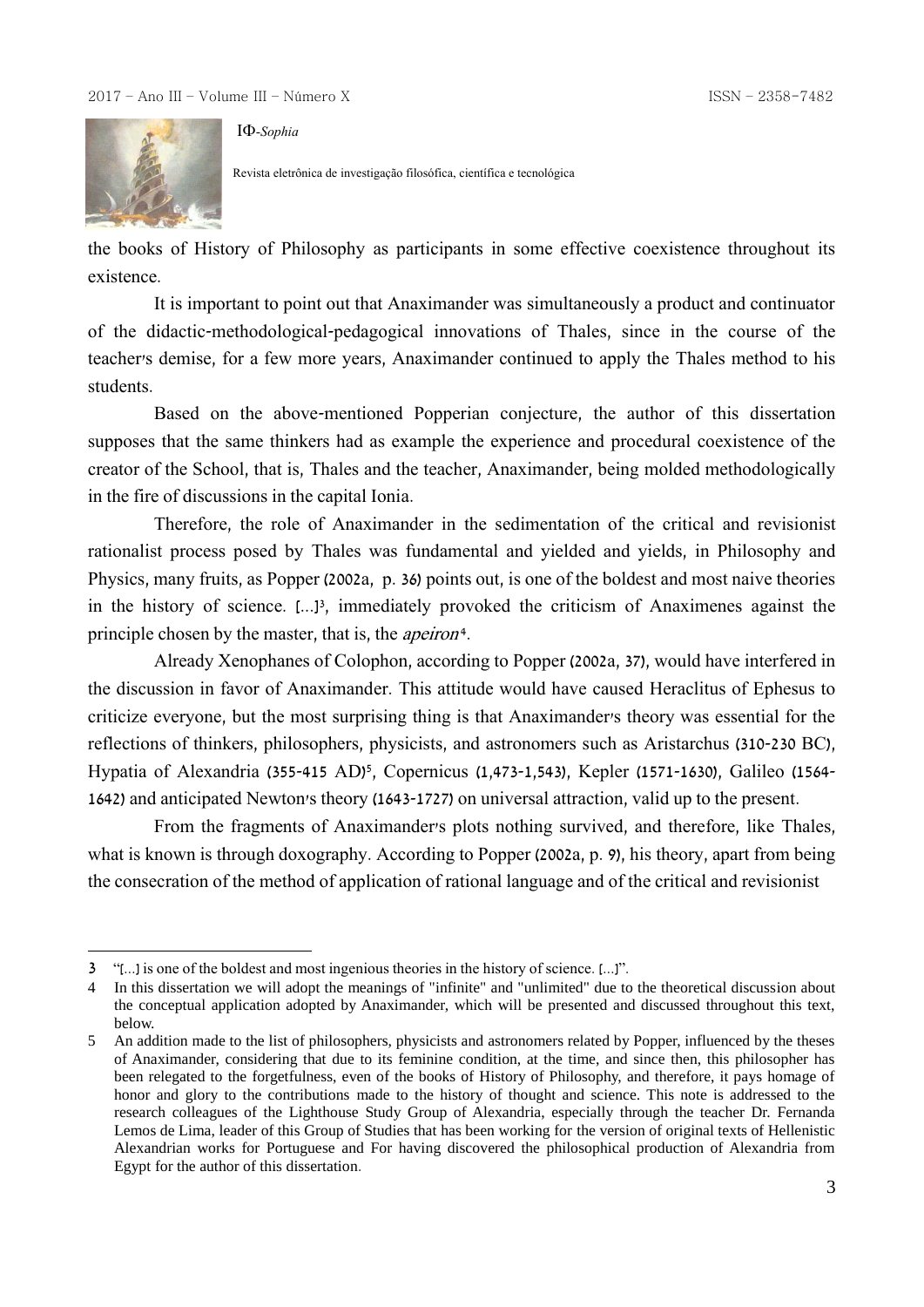the books of History of Philosophy as participants in some effective coexistence throughout its existence.

It is important to point out that Anaximander was simultaneously a product and continuator of the didactic-methodological-pedagogical innovations of Thales, since in the course of the teacher's demise, for a few more years, Anaximander continued to apply the Thales method to his students.

Based on the above-mentioned Popperian conjecture, the author of this dissertation supposes that the same thinkers had as example the experience and procedural coexistence of the creator of the School, that is, Thales and the teacher, Anaximander, being molded methodologically in the fire of discussions in the capital Ionia.

Therefore, the role of Anaximander in the sedimentation of the critical and revisionist rationalist process posed by Thales was fundamental and yielded and yields, in Philosophy and Physics, many fruits, as Popper (2002a, p. 36) points out, is one of the boldest and most naive theories in the history of science. [...][3], immediately provoked the criticism of Anaximenes against the principle chosen by the master, that is, the *apeiron*[4].

Already Xenophanes of Colophon, according to Popper (2002a, 37), would have interfered in the discussion in favor of Anaximander. This attitude would have caused Heraclitus of Ephesus to criticize everyone, but the most surprising thing is that Anaximander's theory was essential for the reflections of thinkers, philosophers, physicists, and astronomers such as Aristarchus (310-230 BC), Hypatia of Alexandria (355-415 AD)[5], Copernicus (1,473-1,543), Kepler (1571-1630), Galileo (1564-1642) and anticipated Newton's theory (1643-1727) on universal attraction, valid up to the present.

From the fragments of Anaximander's plots nothing survived, and therefore, like Thales, what is known is through doxography. According to Popper (2002a, p. 9), his theory, apart from being the consecration of the method of application of rational language and of the critical and revisionist

---

3 "[...] is one of the boldest and most ingenious theories in the history of science. [...]".

4 In this dissertation we will adopt the meanings of "infinite" and "unlimited" due to the theoretical discussion about the conceptual application adopted by Anaximander, which will be presented and discussed throughout this text, below.

5 An addition made to the list of philosophers, physicists and astronomers related by Popper, influenced by the theses of Anaximander, considering that due to its feminine condition, at the time, and since then, this philosopher has been relegated to the forgetfulness, even of the books of History of Philosophy, and therefore, it pays homage of honor and glory to the contributions made to the history of thought and science. This note is addressed to the research colleagues of the Lighthouse Study Group of Alexandria, especially through the teacher Dr. Fernanda Lemos de Lima, leader of this Group of Studies that has been working for the version of original texts of Hellenistic Alexandrian works for Portuguese and For having discovered the philosophical production of Alexandria from Egypt for the author of this dissertation.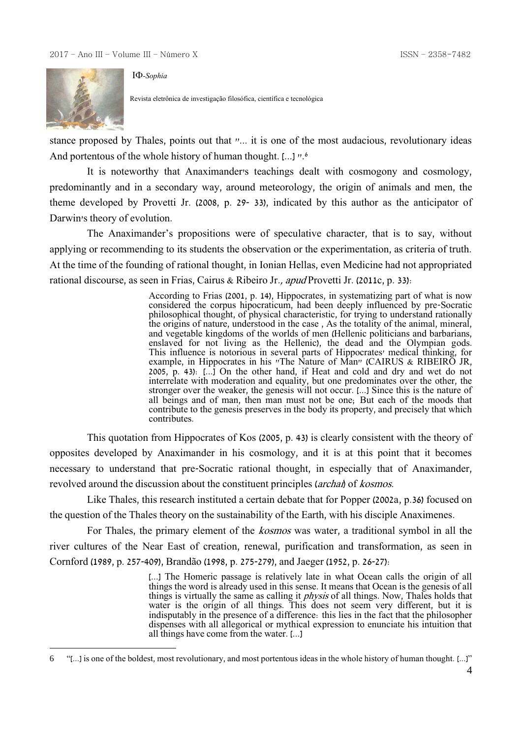stance proposed by Thales, points out that "... it is one of the most audacious, revolutionary ideas And portentous of the whole history of human thought. [...] ".[6]

It is noteworthy that Anaximander's teachings dealt with cosmogony and cosmology, predominantly and in a secondary way, around meteorology, the origin of animals and men, the theme developed by Provetti Jr. (2008, p. 29- 33), indicated by this author as the anticipator of Darwin's theory of evolution.

The Anaximander's propositions were of speculative character, that is to say, without applying or recommending to its students the observation or the experimentation, as criteria of truth. At the time of the founding of rational thought, in Ionian Hellas, even Medicine had not appropriated rational discourse, as seen in Frias, Cairus & Ribeiro Jr., *apud* Provetti Jr. (2011c, p. 33):

> According to Frias (2001, p. 14), Hippocrates, in systematizing part of what is now considered the corpus hipocraticum, had been deeply influenced by pre-Socratic philosophical thought, of physical characteristic, for trying to understand rationally the origins of nature, understood in the case , As the totality of the animal, mineral, and vegetable kingdoms of the worlds of men (Hellenic politicians and barbarians, enslaved for not living as the Hellenic), the dead and the Olympian gods. This influence is notorious in several parts of Hippocrates' medical thinking, for example, in Hippocrates in his "The Nature of Man" (CAIRUS & RIBEIRO JR, 2005, p. 43): [...] On the other hand, if Heat and cold and dry and wet do not interrelate with moderation and equality, but one predominates over the other, the stronger over the weaker, the genesis will not occur. [...] Since this is the nature of all beings and of man, then man must not be one; But each of the moods that contribute to the genesis preserves in the body its property, and precisely that which contributes.

This quotation from Hippocrates of Kos (2005, p. 43) is clearly consistent with the theory of opposites developed by Anaximander in his cosmology, and it is at this point that it becomes necessary to understand that pre-Socratic rational thought, in especially that of Anaximander, revolved around the discussion about the constituent principles (*archai*) of *kosmos*.

Like Thales, this research instituted a certain debate that for Popper (2002a, p.36) focused on the question of the Thales theory on the sustainability of the Earth, with his disciple Anaximenes.

For Thales, the primary element of the *kosmos* was water, a traditional symbol in all the river cultures of the Near East of creation, renewal, purification and transformation, as seen in Cornford (1989, p. 257-409), Brandão (1998, p. 275-279), and Jaeger (1952, p. 26-27):

> [...] The Homeric passage is relatively late in what Ocean calls the origin of all things the word is already used in this sense. It means that Ocean is the genesis of all things is virtually the same as calling it *physis* of all things. Now, Thales holds that water is the origin of all things. This does not seem very different, but it is indisputably in the presence of a difference: this lies in the fact that the philosopher dispenses with all allegorical or mythical expression to enunciate his intuition that all things have come from the water. [...]

---

6 "[...] is one of the boldest, most revolutionary, and most portentous ideas in the whole history of human thought. [...]"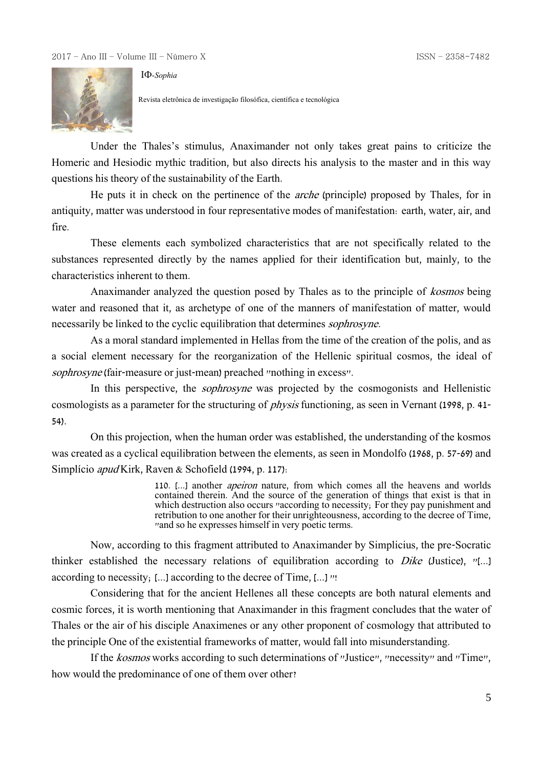Under the Thales's stimulus, Anaximander not only takes great pains to criticize the Homeric and Hesiodic mythic tradition, but also directs his analysis to the master and in this way questions his theory of the sustainability of the Earth.

He puts it in check on the pertinence of the *arche* (principle) proposed by Thales, for in antiquity, matter was understood in four representative modes of manifestation: earth, water, air, and fire.

These elements each symbolized characteristics that are not specifically related to the substances represented directly by the names applied for their identification but, mainly, to the characteristics inherent to them.

Anaximander analyzed the question posed by Thales as to the principle of *kosmos* being water and reasoned that it, as archetype of one of the manners of manifestation of matter, would necessarily be linked to the cyclic equilibration that determines *sophrosyne*.

As a moral standard implemented in Hellas from the time of the creation of the polis, and as a social element necessary for the reorganization of the Hellenic spiritual cosmos, the ideal of *sophrosyne* (fair-measure or just-mean) preached "nothing in excess".

In this perspective, the *sophrosyne* was projected by the cosmogonists and Hellenistic cosmologists as a parameter for the structuring of *physis* functioning, as seen in Vernant (1998, p. 41-54).

On this projection, when the human order was established, the understanding of the kosmos was created as a cyclical equilibration between the elements, as seen in Mondolfo (1968, p. 57-69) and Simplício *apud* Kirk, Raven & Schofield (1994, p. 117):

> 110. [...] another *apeiron* nature, from which comes all the heavens and worlds contained therein. And the source of the generation of things that exist is that in which destruction also occurs "according to necessity; For they pay punishment and retribution to one another for their unrighteousness, according to the decree of Time, "and so he expresses himself in very poetic terms.

Now, according to this fragment attributed to Anaximander by Simplicius, the pre-Socratic thinker established the necessary relations of equilibration according to *Dike* (Justice), "[...] according to necessity; [...] according to the decree of Time, [...] "!

Considering that for the ancient Hellenes all these concepts are both natural elements and cosmic forces, it is worth mentioning that Anaximander in this fragment concludes that the water of Thales or the air of his disciple Anaximenes or any other proponent of cosmology that attributed to the principle One of the existential frameworks of matter, would fall into misunderstanding.

If the *kosmos* works according to such determinations of "Justice", "necessity" and "Time", how would the predominance of one of them over other?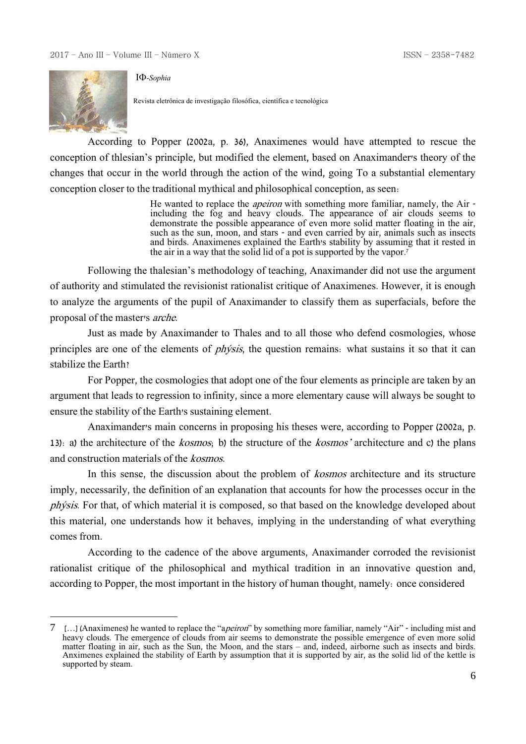According to Popper (2002a, p. 36), Anaximenes would have attempted to rescue the conception of thlesian's principle, but modified the element, based on Anaximander's theory of the changes that occur in the world through the action of the wind, going To a substantial elementary conception closer to the traditional mythical and philosophical conception, as seen:

> He wanted to replace the *apeiron* with something more familiar, namely, the Air - including the fog and heavy clouds. The appearance of air clouds seems to demonstrate the possible appearance of even more solid matter floating in the air, such as the sun, moon, and stars - and even carried by air, animals such as insects and birds. Anaximenes explained the Earth's stability by assuming that it rested in the air in a way that the solid lid of a pot is supported by the vapor.[7]

Following the thalesian's methodology of teaching, Anaximander did not use the argument of authority and stimulated the revisionist rationalist critique of Anaximenes. However, it is enough to analyze the arguments of the pupil of Anaximander to classify them as superfacials, before the proposal of the master's *arche*.

Just as made by Anaximander to Thales and to all those who defend cosmologies, whose principles are one of the elements of *phýsis*, the question remains: what sustains it so that it can stabilize the Earth?

For Popper, the cosmologies that adopt one of the four elements as principle are taken by an argument that leads to regression to infinity, since a more elementary cause will always be sought to ensure the stability of the Earth's sustaining element.

Anaximander's main concerns in proposing his theses were, according to Popper (2002a, p. 13): a) the architecture of the *kosmos*; b) the structure of the *kosmos'* architecture and c) the plans and construction materials of the *kosmos*.

In this sense, the discussion about the problem of *kosmos* architecture and its structure imply, necessarily, the definition of an explanation that accounts for how the processes occur in the *phýsis*. For that, of which material it is composed, so that based on the knowledge developed about this material, one understands how it behaves, implying in the understanding of what everything comes from.

According to the cadence of the above arguments, Anaximander corroded the revisionist rationalist critique of the philosophical and mythical tradition in an innovative question and, according to Popper, the most important in the history of human thought, namely: once considered

---

7 [...] (Anaximenes) he wanted to replace the "a*peiron*" by something more familiar, namely "Air" - including mist and heavy clouds. The emergence of clouds from air seems to demonstrate the possible emergence of even more solid matter floating in air, such as the Sun, the Moon, and the stars – and, indeed, airborne such as insects and birds. Anximenes explained the stability of Earth by assumption that it is supported by air, as the solid lid of the kettle is supported by steam.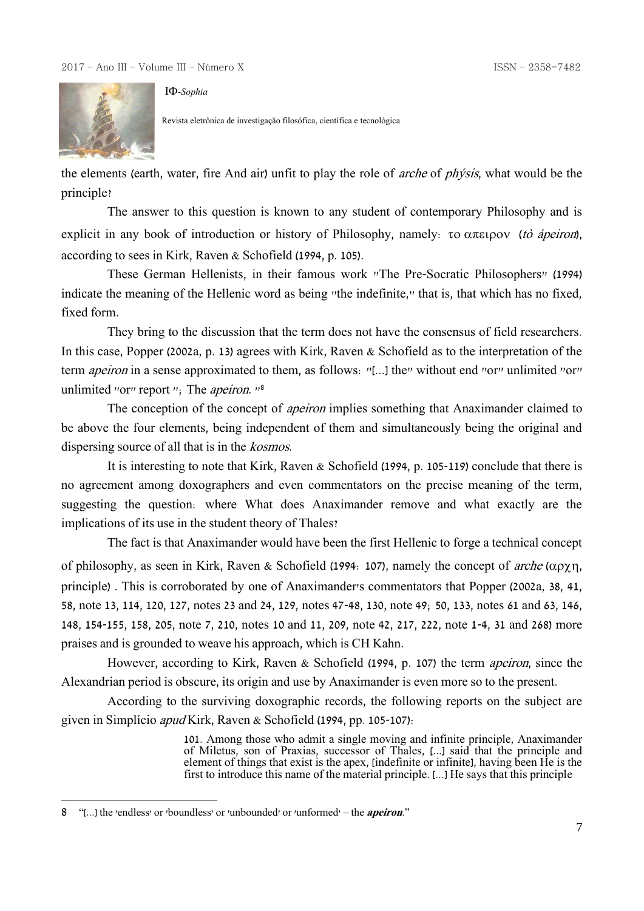the elements (earth, water, fire And air) unfit to play the role of *arche* of *phýsis*, what would be the principle?

The answer to this question is known to any student of contemporary Philosophy and is explicit in any book of introduction or history of Philosophy, namely: το απειρον (*tò ápeiron*), according to sees in Kirk, Raven & Schofield (1994, p. 105).

These German Hellenists, in their famous work "The Pre-Socratic Philosophers" (1994) indicate the meaning of the Hellenic word as being "the indefinite," that is, that which has no fixed, fixed form.

They bring to the discussion that the term does not have the consensus of field researchers. In this case, Popper (2002a, p. 13) agrees with Kirk, Raven & Schofield as to the interpretation of the term *apeiron* in a sense approximated to them, as follows: "[...] the" without end "or" unlimited "or" unlimited "or" report "; The *apeiron*. "[8]

The conception of the concept of *apeiron* implies something that Anaximander claimed to be above the four elements, being independent of them and simultaneously being the original and dispersing source of all that is in the *kosmos*.

It is interesting to note that Kirk, Raven & Schofield (1994, p. 105-119) conclude that there is no agreement among doxographers and even commentators on the precise meaning of the term, suggesting the question: where What does Anaximander remove and what exactly are the implications of its use in the student theory of Thales?

The fact is that Anaximander would have been the first Hellenic to forge a technical concept of philosophy, as seen in Kirk, Raven & Schofield (1994: 107), namely the concept of *arche* (αρχη, principle) . This is corroborated by one of Anaximander's commentators that Popper (2002a, 38, 41, 58, note 13, 114, 120, 127, notes 23 and 24, 129, notes 47-48, 130, note 49; 50, 133, notes 61 and 63, 146, 148, 154-155, 158, 205, note 7, 210, notes 10 and 11, 209, note 42, 217, 222, note 1-4, 31 and 268) more praises and is grounded to weave his approach, which is CH Kahn.

However, according to Kirk, Raven & Schofield (1994, p. 107) the term *apeiron*, since the Alexandrian period is obscure, its origin and use by Anaximander is even more so to the present.

According to the surviving doxographic records, the following reports on the subject are given in Simplício *apud* Kirk, Raven & Schofield (1994, pp. 105-107):

> 101. Among those who admit a single moving and infinite principle, Anaximander of Miletus, son of Praxias, successor of Thales, [...] said that the principle and element of things that exist is the apex, [indefinite or infinite], having been He is the first to introduce this name of the material principle. [...] He says that this principle

---

8 "[...] the 'endless' or 'boundless' or 'unbounded' or 'unformed' – the ***apeiron***."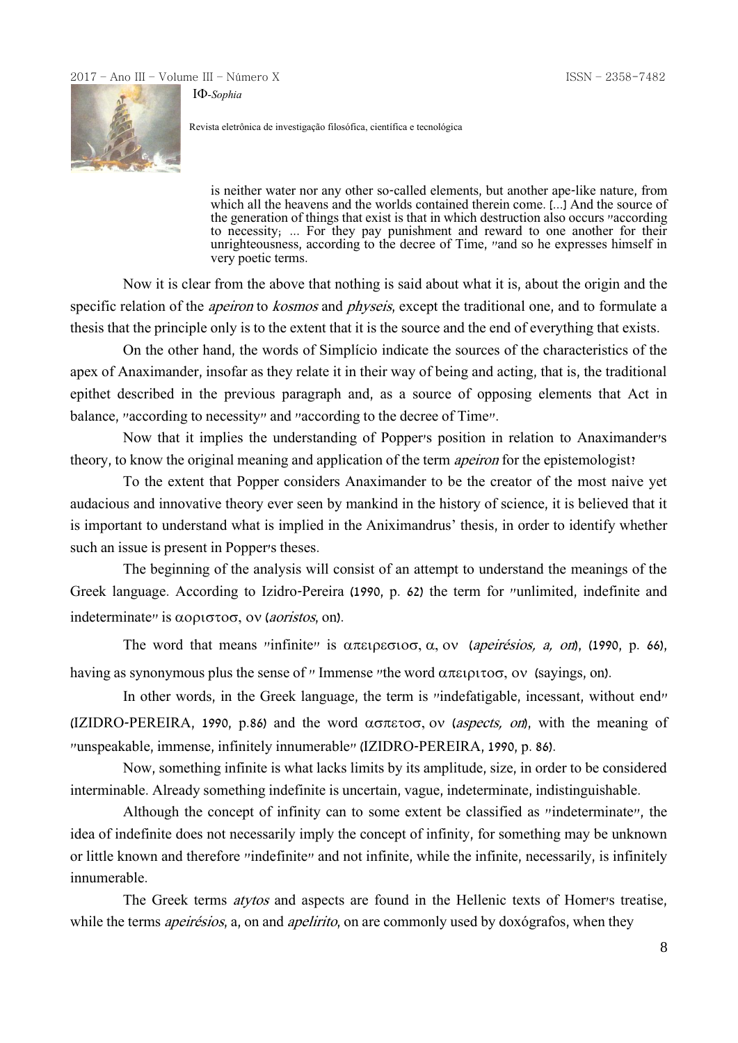> is neither water nor any other so-called elements, but another ape-like nature, from which all the heavens and the worlds contained therein come. [...] And the source of the generation of things that exist is that in which destruction also occurs "according to necessity; ... For they pay punishment and reward to one another for their unrighteousness, according to the decree of Time, "and so he expresses himself in very poetic terms.

Now it is clear from the above that nothing is said about what it is, about the origin and the specific relation of the *apeiron* to *kosmos* and *physeis*, except the traditional one, and to formulate a thesis that the principle only is to the extent that it is the source and the end of everything that exists.

On the other hand, the words of Simplício indicate the sources of the characteristics of the apex of Anaximander, insofar as they relate it in their way of being and acting, that is, the traditional epithet described in the previous paragraph and, as a source of opposing elements that Act in balance, "according to necessity" and "according to the decree of Time".

Now that it implies the understanding of Popper's position in relation to Anaximander's theory, to know the original meaning and application of the term *apeiron* for the epistemologist?

To the extent that Popper considers Anaximander to be the creator of the most naive yet audacious and innovative theory ever seen by mankind in the history of science, it is believed that it is important to understand what is implied in the Aniximandrus' thesis, in order to identify whether such an issue is present in Popper's theses.

The beginning of the analysis will consist of an attempt to understand the meanings of the Greek language. According to Izidro-Pereira (1990, p. 62) the term for "unlimited, indefinite and indeterminate" is αοριστοσ, ον (*aoristos*, on).

The word that means "infinite" is απειρεσιοσ, α, ον (*apeirésios, a, on*), (1990, p. 66), having as synonymous plus the sense of " Immense "the word απειριτοσ, ον (sayings, on).

In other words, in the Greek language, the term is "indefatigable, incessant, without end" (IZIDRO-PEREIRA, 1990, p.86) and the word ασπετοσ, ον (*aspects, on*), with the meaning of "unspeakable, immense, infinitely innumerable" (IZIDRO-PEREIRA, 1990, p. 86).

Now, something infinite is what lacks limits by its amplitude, size, in order to be considered interminable. Already something indefinite is uncertain, vague, indeterminate, indistinguishable.

Although the concept of infinity can to some extent be classified as "indeterminate", the idea of indefinite does not necessarily imply the concept of infinity, for something may be unknown or little known and therefore "indefinite" and not infinite, while the infinite, necessarily, is infinitely innumerable.

The Greek terms *atytos* and aspects are found in the Hellenic texts of Homer's treatise, while the terms *apeirésios*, a, on and *apelirito*, on are commonly used by doxógrafos, when they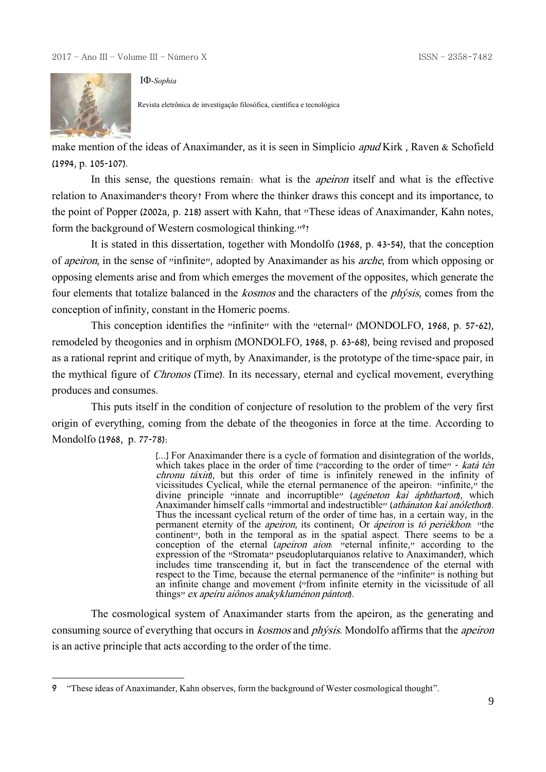make mention of the ideas of Anaximander, as it is seen in Simplício *apud* Kirk , Raven & Schofield (1994, p. 105-107).

In this sense, the questions remain: what is the *apeiron* itself and what is the effective relation to Anaximander's theory? From where the thinker draws this concept and its importance, to the point of Popper (2002a, p. 218) assert with Kahn, that "These ideas of Anaximander, Kahn notes, form the background of Western cosmological thinking."[9]?

It is stated in this dissertation, together with Mondolfo (1968, p. 43-54), that the conception of *apeiron*, in the sense of "infinite", adopted by Anaximander as his *arche*, from which opposing or opposing elements arise and from which emerges the movement of the opposites, which generate the four elements that totalize balanced in the *kosmos* and the characters of the *phýsis*, comes from the conception of infinity, constant in the Homeric poems.

This conception identifies the "infinite" with the "eternal" (MONDOLFO, 1968, p. 57-62), remodeled by theogonies and in orphism (MONDOLFO, 1968, p. 63-68), being revised and proposed as a rational reprint and critique of myth, by Anaximander, is the prototype of the time-space pair, in the mythical figure of *Chronos* (Time). In its necessary, eternal and cyclical movement, everything produces and consumes.

This puts itself in the condition of conjecture of resolution to the problem of the very first origin of everything, coming from the debate of the theogonies in force at the time. According to Mondolfo (1968, p. 77-78):

> [...] For Anaximander there is a cycle of formation and disintegration of the worlds, which takes place in the order of time ("according to the order of time" - *katà tèn chronu táxin*), but this order of time is infinitely renewed in the infinity of vicissitudes Cyclical, while the eternal permanence of the apeiron: "infinite," the divine principle "innate and incorruptible" (*agéneton kaì áphtharton*), which Anaximander himself calls "immortal and indestructible" (*athánaton kaì anólethon*). Thus the incessant cyclical return of the order of time has, in a certain way, in the permanent eternity of the *apeiron*, its continent; Or *ápeiron* is *tó periékhon*: "the continent", both in the temporal as in the spatial aspect. There seems to be a conception of the eternal (*apeiron aion*: "eternal infinite," according to the expression of the "Stromata" pseudoplutarquianos relative to Anaximander), which includes time transcending it, but in fact the transcendence of the eternal with respect to the Time, because the eternal permanence of the "infinite" is nothing but an infinite change and movement ("from infinite eternity in the vicissitude of all things" *ex apeíru aiônos anakykluménon pánton*).

The cosmological system of Anaximander starts from the apeiron, as the generating and consuming source of everything that occurs in *kosmos* and *phýsis*. Mondolfo affirms that the *apeiron* is an active principle that acts according to the order of the time.

---

9 "These ideas of Anaximander, Kahn observes, form the background of Wester cosmological thought".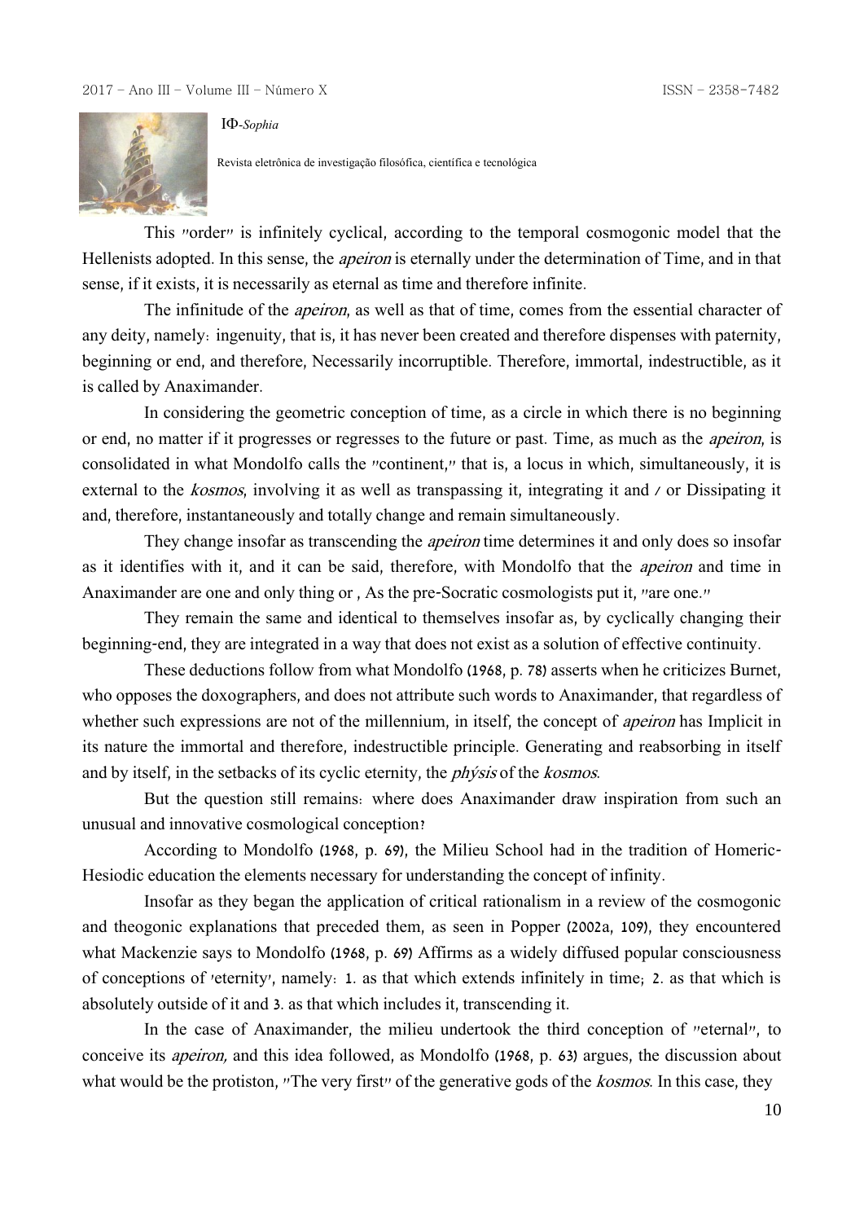This "order" is infinitely cyclical, according to the temporal cosmogonic model that the Hellenists adopted. In this sense, the *apeiron* is eternally under the determination of Time, and in that sense, if it exists, it is necessarily as eternal as time and therefore infinite.

The infinitude of the *apeiron*, as well as that of time, comes from the essential character of any deity, namely: ingenuity, that is, it has never been created and therefore dispenses with paternity, beginning or end, and therefore, Necessarily incorruptible. Therefore, immortal, indestructible, as it is called by Anaximander.

In considering the geometric conception of time, as a circle in which there is no beginning or end, no matter if it progresses or regresses to the future or past. Time, as much as the *apeiron*, is consolidated in what Mondolfo calls the "continent," that is, a locus in which, simultaneously, it is external to the *kosmos*, involving it as well as transpassing it, integrating it and / or Dissipating it and, therefore, instantaneously and totally change and remain simultaneously.

They change insofar as transcending the *apeiron* time determines it and only does so insofar as it identifies with it, and it can be said, therefore, with Mondolfo that the *apeiron* and time in Anaximander are one and only thing or , As the pre-Socratic cosmologists put it, "are one."

They remain the same and identical to themselves insofar as, by cyclically changing their beginning-end, they are integrated in a way that does not exist as a solution of effective continuity.

These deductions follow from what Mondolfo (1968, p. 78) asserts when he criticizes Burnet, who opposes the doxographers, and does not attribute such words to Anaximander, that regardless of whether such expressions are not of the millennium, in itself, the concept of *apeiron* has Implicit in its nature the immortal and therefore, indestructible principle. Generating and reabsorbing in itself and by itself, in the setbacks of its cyclic eternity, the *phýsis* of the *kosmos*.

But the question still remains: where does Anaximander draw inspiration from such an unusual and innovative cosmological conception?

According to Mondolfo (1968, p. 69), the Milieu School had in the tradition of Homeric-Hesiodic education the elements necessary for understanding the concept of infinity.

Insofar as they began the application of critical rationalism in a review of the cosmogonic and theogonic explanations that preceded them, as seen in Popper (2002a, 109), they encountered what Mackenzie says to Mondolfo (1968, p. 69) Affirms as a widely diffused popular consciousness of conceptions of 'eternity', namely: 1. as that which extends infinitely in time; 2. as that which is absolutely outside of it and 3. as that which includes it, transcending it.

In the case of Anaximander, the milieu undertook the third conception of "eternal", to conceive its *apeiron,* and this idea followed, as Mondolfo (1968, p. 63) argues, the discussion about what would be the protiston, "The very first" of the generative gods of the *kosmos*. In this case, they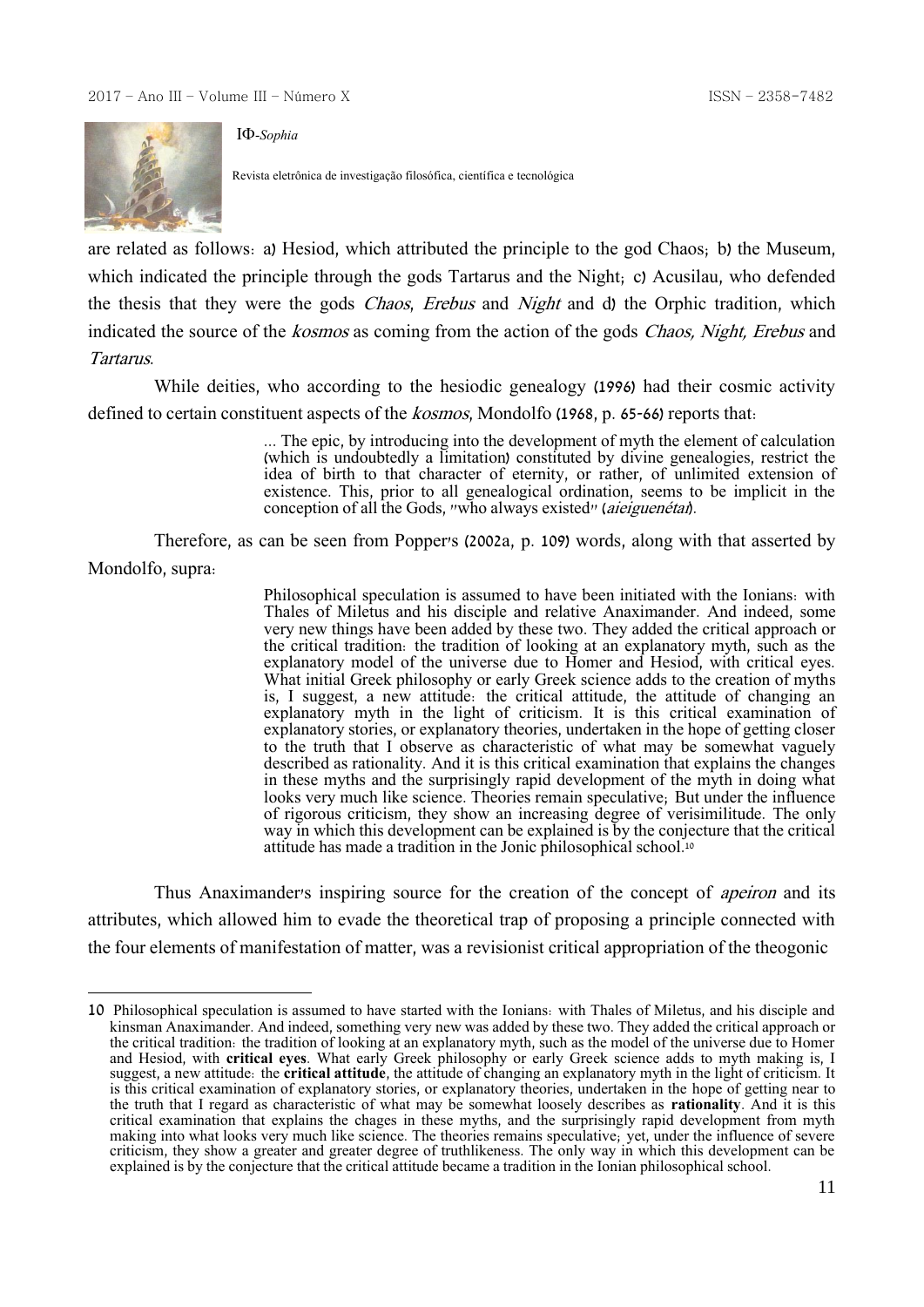are related as follows: a) Hesiod, which attributed the principle to the god Chaos; b) the Museum, which indicated the principle through the gods Tartarus and the Night; c) Acusilau, who defended the thesis that they were the gods *Chaos*, *Erebus* and *Night* and d) the Orphic tradition, which indicated the source of the *kosmos* as coming from the action of the gods *Chaos, Night, Erebus* and *Tartarus*.

While deities, who according to the hesiodic genealogy (1996) had their cosmic activity defined to certain constituent aspects of the *kosmos*, Mondolfo (1968, p. 65-66) reports that:

> ... The epic, by introducing into the development of myth the element of calculation (which is undoubtedly a limitation) constituted by divine genealogies, restrict the idea of birth to that character of eternity, or rather, of unlimited extension of existence. This, prior to all genealogical ordination, seems to be implicit in the conception of all the Gods, "who always existed" (*aieiguenétai*).

Therefore, as can be seen from Popper's (2002a, p. 109) words, along with that asserted by Mondolfo, supra:

> Philosophical speculation is assumed to have been initiated with the Ionians: with Thales of Miletus and his disciple and relative Anaximander. And indeed, some very new things have been added by these two. They added the critical approach or the critical tradition: the tradition of looking at an explanatory myth, such as the explanatory model of the universe due to Homer and Hesiod, with critical eyes. What initial Greek philosophy or early Greek science adds to the creation of myths is, I suggest, a new attitude: the critical attitude, the attitude of changing an explanatory myth in the light of criticism. It is this critical examination of explanatory stories, or explanatory theories, undertaken in the hope of getting closer to the truth that I observe as characteristic of what may be somewhat vaguely described as rationality. And it is this critical examination that explains the changes in these myths and the surprisingly rapid development of the myth in doing what looks very much like science. Theories remain speculative; But under the influence of rigorous criticism, they show an increasing degree of verisimilitude. The only way in which this development can be explained is by the conjecture that the critical attitude has made a tradition in the Jonic philosophical school.[10]

Thus Anaximander's inspiring source for the creation of the concept of *apeiron* and its attributes, which allowed him to evade the theoretical trap of proposing a principle connected with the four elements of manifestation of matter, was a revisionist critical appropriation of the theogonic

---

[10] Philosophical speculation is assumed to have started with the Ionians: with Thales of Miletus, and his disciple and kinsman Anaximander. And indeed, something very new was added by these two. They added the critical approach or the critical tradition: the tradition of looking at an explanatory myth, such as the model of the universe due to Homer and Hesiod, with **critical eyes**. What early Greek philosophy or early Greek science adds to myth making is, I suggest, a new attitude: the **critical attitude**, the attitude of changing an explanatory myth in the light of criticism. It is this critical examination of explanatory stories, or explanatory theories, undertaken in the hope of getting near to the truth that I regard as characteristic of what may be somewhat loosely describes as **rationality**. And it is this critical examination that explains the chages in these myths, and the surprisingly rapid development from myth making into what looks very much like science. The theories remains speculative; yet, under the influence of severe criticism, they show a greater and greater degree of truthlikeness. The only way in which this development can be explained is by the conjecture that the critical attitude became a tradition in the Ionian philosophical school.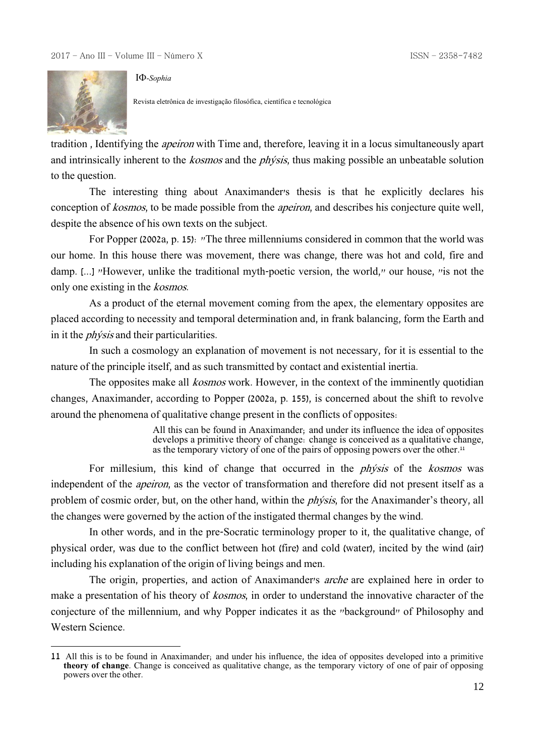tradition , Identifying the *apeiron* with Time and, therefore, leaving it in a locus simultaneously apart and intrinsically inherent to the *kosmos* and the *phýsis*, thus making possible an unbeatable solution to the question.

The interesting thing about Anaximander's thesis is that he explicitly declares his conception of *kosmos*, to be made possible from the *apeiron*, and describes his conjecture quite well, despite the absence of his own texts on the subject.

For Popper (2002a, p. 15): "The three millenniums considered in common that the world was our home. In this house there was movement, there was change, there was hot and cold, fire and damp. [...] "However, unlike the traditional myth-poetic version, the world," our house, "is not the only one existing in the *kosmos*.

As a product of the eternal movement coming from the apex, the elementary opposites are placed according to necessity and temporal determination and, in frank balancing, form the Earth and in it the *phýsis* and their particularities.

In such a cosmology an explanation of movement is not necessary, for it is essential to the nature of the principle itself, and as such transmitted by contact and existential inertia.

The opposites make all *kosmos* work. However, in the context of the imminently quotidian changes, Anaximander, according to Popper (2002a, p. 155), is concerned about the shift to revolve around the phenomena of qualitative change present in the conflicts of opposites:

> All this can be found in Anaximander; and under its influence the idea of opposites develops a primitive theory of change: change is conceived as a qualitative change, as the temporary victory of one of the pairs of opposing powers over the other.[11]

For millesium, this kind of change that occurred in the *phýsis* of the *kosmos* was independent of the *apeiron*, as the vector of transformation and therefore did not present itself as a problem of cosmic order, but, on the other hand, within the *phýsis*, for the Anaximander's theory, all the changes were governed by the action of the instigated thermal changes by the wind.

In other words, and in the pre-Socratic terminology proper to it, the qualitative change, of physical order, was due to the conflict between hot (fire) and cold (water), incited by the wind (air) including his explanation of the origin of living beings and men.

The origin, properties, and action of Anaximander's *arche* are explained here in order to make a presentation of his theory of *kosmos*, in order to understand the innovative character of the conjecture of the millennium, and why Popper indicates it as the "background" of Philosophy and Western Science.

---

11 All this is to be found in Anaximander; and under his influence, the idea of opposites developed into a primitive **theory of change**. Change is conceived as qualitative change, as the temporary victory of one of pair of opposing powers over the other.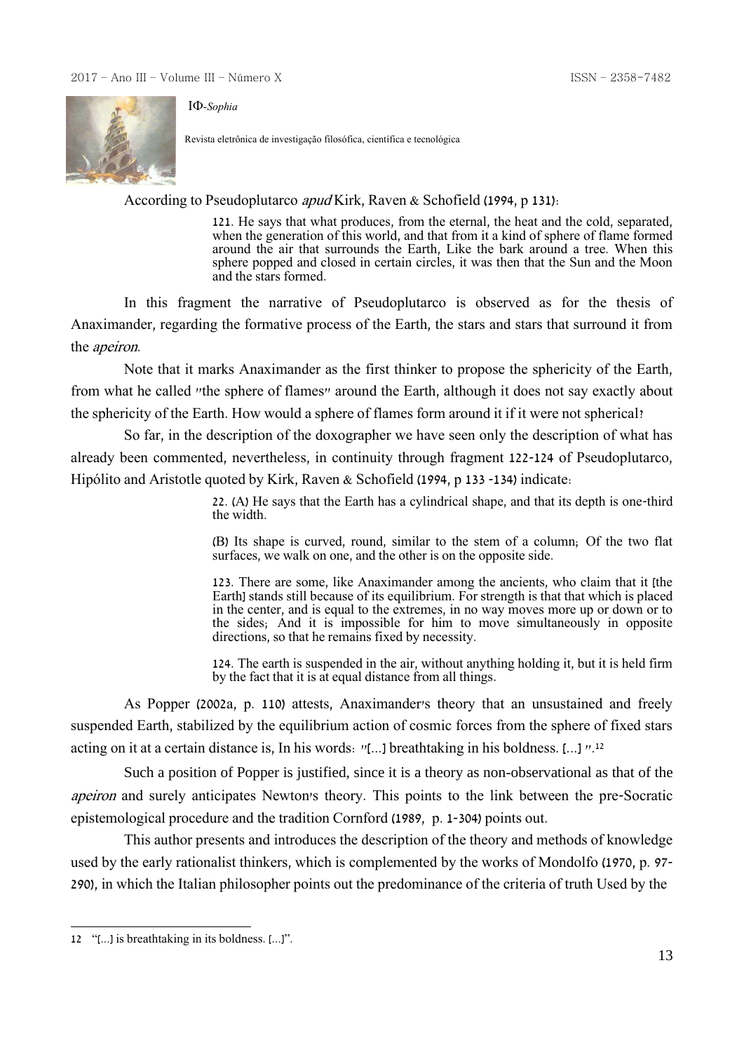According to Pseudoplutarco *apud* Kirk, Raven & Schofield (1994, p 131):

> 121. He says that what produces, from the eternal, the heat and the cold, separated, when the generation of this world, and that from it a kind of sphere of flame formed around the air that surrounds the Earth, Like the bark around a tree. When this sphere popped and closed in certain circles, it was then that the Sun and the Moon and the stars formed.

In this fragment the narrative of Pseudoplutarco is observed as for the thesis of Anaximander, regarding the formative process of the Earth, the stars and stars that surround it from the *apeiron*.

Note that it marks Anaximander as the first thinker to propose the sphericity of the Earth, from what he called "the sphere of flames" around the Earth, although it does not say exactly about the sphericity of the Earth. How would a sphere of flames form around it if it were not spherical?

So far, in the description of the doxographer we have seen only the description of what has already been commented, nevertheless, in continuity through fragment 122-124 of Pseudoplutarco, Hipólito and Aristotle quoted by Kirk, Raven & Schofield (1994, p 133 -134) indicate:

> 22. (A) He says that the Earth has a cylindrical shape, and that its depth is one-third the width.
>
> (B) Its shape is curved, round, similar to the stem of a column; Of the two flat surfaces, we walk on one, and the other is on the opposite side.
>
> 123. There are some, like Anaximander among the ancients, who claim that it [the Earth] stands still because of its equilibrium. For strength is that that which is placed in the center, and is equal to the extremes, in no way moves more up or down or to the sides; And it is impossible for him to move simultaneously in opposite directions, so that he remains fixed by necessity.
>
> 124. The earth is suspended in the air, without anything holding it, but it is held firm by the fact that it is at equal distance from all things.

As Popper (2002a, p. 110) attests, Anaximander's theory that an unsustained and freely suspended Earth, stabilized by the equilibrium action of cosmic forces from the sphere of fixed stars acting on it at a certain distance is, In his words: "[...] breathtaking in his boldness. [...] ".[12]

Such a position of Popper is justified, since it is a theory as non-observational as that of the *apeiron* and surely anticipates Newton's theory. This points to the link between the pre-Socratic epistemological procedure and the tradition Cornford (1989, p. 1-304) points out.

This author presents and introduces the description of the theory and methods of knowledge used by the early rationalist thinkers, which is complemented by the works of Mondolfo (1970, p. 97-290), in which the Italian philosopher points out the predominance of the criteria of truth Used by the

---

12 "[...] is breathtaking in its boldness. [...]".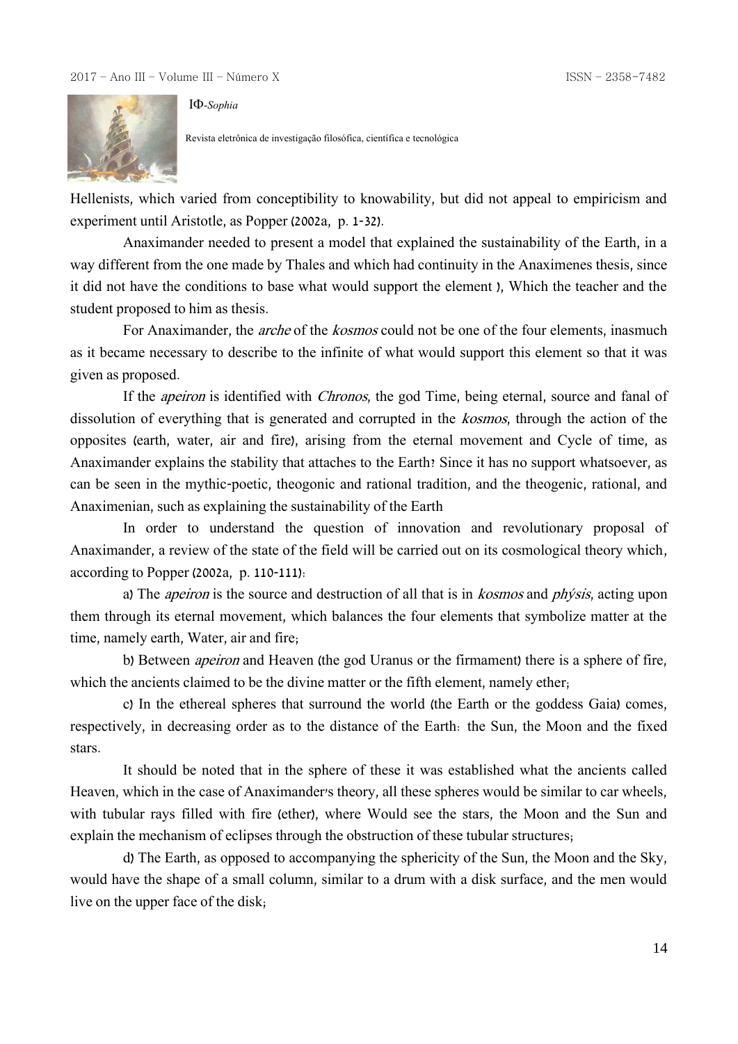Hellenists, which varied from conceptibility to knowability, but did not appeal to empiricism and experiment until Aristotle, as Popper (2002a, p. 1-32).

Anaximander needed to present a model that explained the sustainability of the Earth, in a way different from the one made by Thales and which had continuity in the Anaximenes thesis, since it did not have the conditions to base what would support the element ), Which the teacher and the student proposed to him as thesis.

For Anaximander, the *arche* of the *kosmos* could not be one of the four elements, inasmuch as it became necessary to describe to the infinite of what would support this element so that it was given as proposed.

If the *apeiron* is identified with *Chronos*, the god Time, being eternal, source and fanal of dissolution of everything that is generated and corrupted in the *kosmos*, through the action of the opposites (earth, water, air and fire), arising from the eternal movement and Cycle of time, as Anaximander explains the stability that attaches to the Earth? Since it has no support whatsoever, as can be seen in the mythic-poetic, theogonic and rational tradition, and the theogenic, rational, and Anaximenian, such as explaining the sustainability of the Earth

In order to understand the question of innovation and revolutionary proposal of Anaximander, a review of the state of the field will be carried out on its cosmological theory which, according to Popper (2002a, p. 110-111):

a) The *apeiron* is the source and destruction of all that is in *kosmos* and *phýsis*, acting upon them through its eternal movement, which balances the four elements that symbolize matter at the time, namely earth, Water, air and fire;

b) Between *apeiron* and Heaven (the god Uranus or the firmament) there is a sphere of fire, which the ancients claimed to be the divine matter or the fifth element, namely ether;

c) In the ethereal spheres that surround the world (the Earth or the goddess Gaia) comes, respectively, in decreasing order as to the distance of the Earth: the Sun, the Moon and the fixed stars.

It should be noted that in the sphere of these it was established what the ancients called Heaven, which in the case of Anaximander's theory, all these spheres would be similar to car wheels, with tubular rays filled with fire (ether), where Would see the stars, the Moon and the Sun and explain the mechanism of eclipses through the obstruction of these tubular structures;

d) The Earth, as opposed to accompanying the sphericity of the Sun, the Moon and the Sky, would have the shape of a small column, similar to a drum with a disk surface, and the men would live on the upper face of the disk;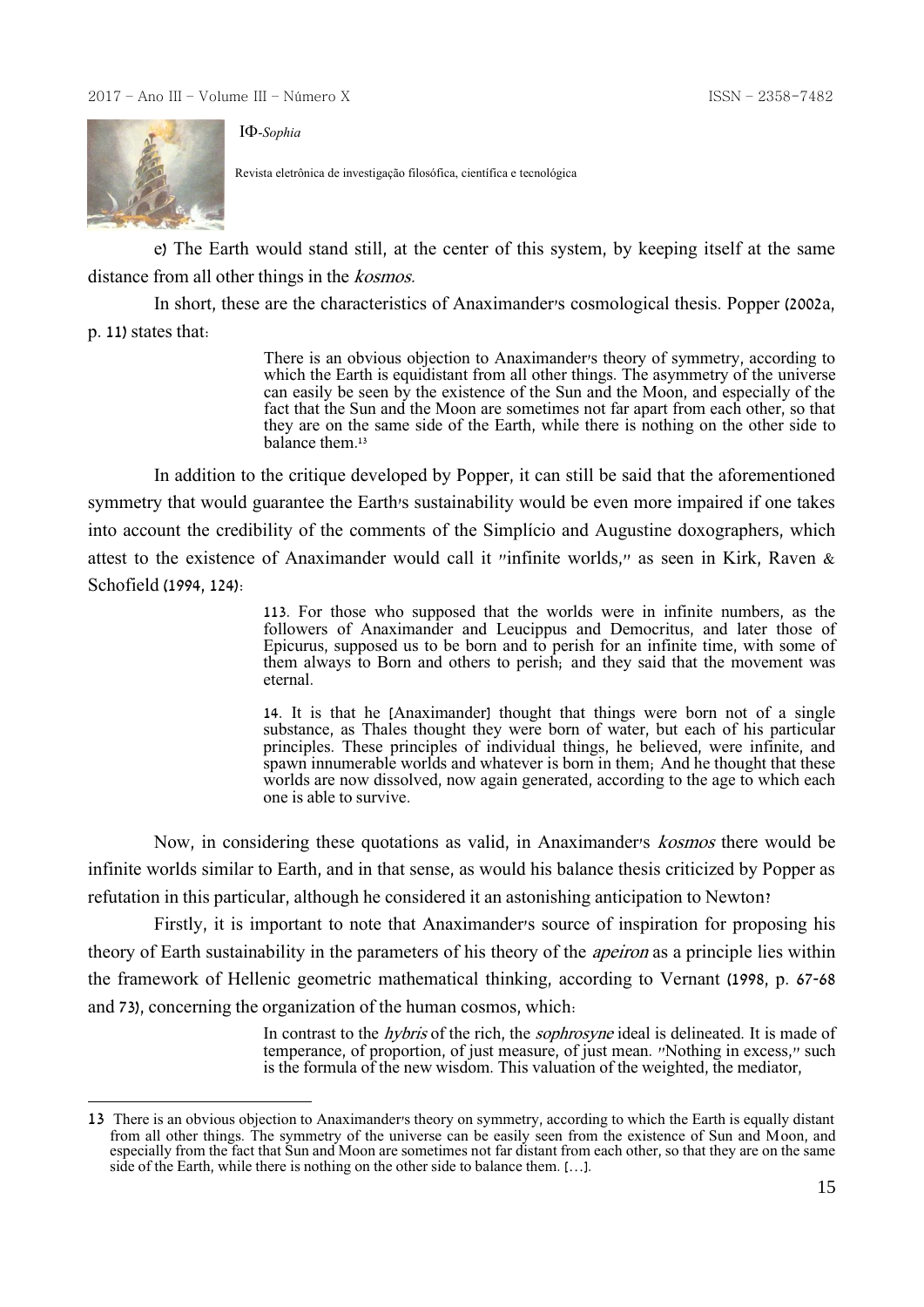e) The Earth would stand still, at the center of this system, by keeping itself at the same distance from all other things in the *kosmos*.

In short, these are the characteristics of Anaximander's cosmological thesis. Popper (2002a, p. 11) states that:

> There is an obvious objection to Anaximander's theory of symmetry, according to which the Earth is equidistant from all other things. The asymmetry of the universe can easily be seen by the existence of the Sun and the Moon, and especially of the fact that the Sun and the Moon are sometimes not far apart from each other, so that they are on the same side of the Earth, while there is nothing on the other side to balance them.[13]

In addition to the critique developed by Popper, it can still be said that the aforementioned symmetry that would guarantee the Earth's sustainability would be even more impaired if one takes into account the credibility of the comments of the Simplício and Augustine doxographers, which attest to the existence of Anaximander would call it "infinite worlds," as seen in Kirk, Raven & Schofield (1994, 124):

> 113. For those who supposed that the worlds were in infinite numbers, as the followers of Anaximander and Leucippus and Democritus, and later those of Epicurus, supposed us to be born and to perish for an infinite time, with some of them always to Born and others to perish; and they said that the movement was eternal.
>
> 14. It is that he [Anaximander] thought that things were born not of a single substance, as Thales thought they were born of water, but each of his particular principles. These principles of individual things, he believed, were infinite, and spawn innumerable worlds and whatever is born in them; And he thought that these worlds are now dissolved, now again generated, according to the age to which each one is able to survive.

Now, in considering these quotations as valid, in Anaximander's *kosmos* there would be infinite worlds similar to Earth, and in that sense, as would his balance thesis criticized by Popper as refutation in this particular, although he considered it an astonishing anticipation to Newton?

Firstly, it is important to note that Anaximander's source of inspiration for proposing his theory of Earth sustainability in the parameters of his theory of the *apeiron* as a principle lies within the framework of Hellenic geometric mathematical thinking, according to Vernant (1998, p. 67-68 and 73), concerning the organization of the human cosmos, which:

> In contrast to the *hybris* of the rich, the *sophrosyne* ideal is delineated. It is made of temperance, of proportion, of just measure, of just mean. "Nothing in excess," such is the formula of the new wisdom. This valuation of the weighted, the mediator,

---

13 There is an obvious objection to Anaximander's theory on symmetry, according to which the Earth is equally distant from all other things. The symmetry of the universe can be easily seen from the existence of Sun and Moon, and especially from the fact that Sun and Moon are sometimes not far distant from each other, so that they are on the same side of the Earth, while there is nothing on the other side to balance them. [...].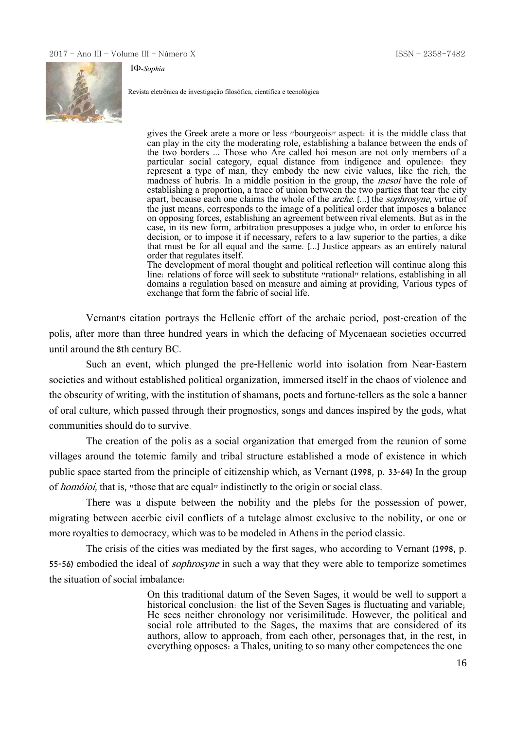> gives the Greek arete a more or less "bourgeois" aspect: it is the middle class that can play in the city the moderating role, establishing a balance between the ends of the two borders ... Those who Are called hoi meson are not only members of a particular social category, equal distance from indigence and opulence: they represent a type of man, they embody the new civic values, like the rich, the madness of hubris. In a middle position in the group, the *mesoi* have the role of establishing a proportion, a trace of union between the two parties that tear the city apart, because each one claims the whole of the *arche*. [...] the *sophrosyne*, virtue of the just means, corresponds to the image of a political order that imposes a balance on opposing forces, establishing an agreement between rival elements. But as in the case, in its new form, arbitration presupposes a judge who, in order to enforce his decision, or to impose it if necessary, refers to a law superior to the parties, a dike that must be for all equal and the same. [...] Justice appears as an entirely natural order that regulates itself.
>
> The development of moral thought and political reflection will continue along this line: relations of force will seek to substitute "rational" relations, establishing in all domains a regulation based on measure and aiming at providing, Various types of exchange that form the fabric of social life.

Vernant's citation portrays the Hellenic effort of the archaic period, post-creation of the polis, after more than three hundred years in which the defacing of Mycenaean societies occurred until around the 8th century BC.

Such an event, which plunged the pre-Hellenic world into isolation from Near-Eastern societies and without established political organization, immersed itself in the chaos of violence and the obscurity of writing, with the institution of shamans, poets and fortune-tellers as the sole a banner of oral culture, which passed through their prognostics, songs and dances inspired by the gods, what communities should do to survive.

The creation of the polis as a social organization that emerged from the reunion of some villages around the totemic family and tribal structure established a mode of existence in which public space started from the principle of citizenship which, as Vernant (1998, p. 33-64) In the group of *homóioi*, that is, "those that are equal" indistinctly to the origin or social class.

There was a dispute between the nobility and the plebs for the possession of power, migrating between acerbic civil conflicts of a tutelage almost exclusive to the nobility, or one or more royalties to democracy, which was to be modeled in Athens in the period classic.

The crisis of the cities was mediated by the first sages, who according to Vernant (1998, p. 55-56) embodied the ideal of *sophrosyne* in such a way that they were able to temporize sometimes the situation of social imbalance:

> On this traditional datum of the Seven Sages, it would be well to support a historical conclusion: the list of the Seven Sages is fluctuating and variable; He sees neither chronology nor verisimilitude. However, the political and social role attributed to the Sages, the maxims that are considered of its authors, allow to approach, from each other, personages that, in the rest, in everything opposes: a Thales, uniting to so many other competences the one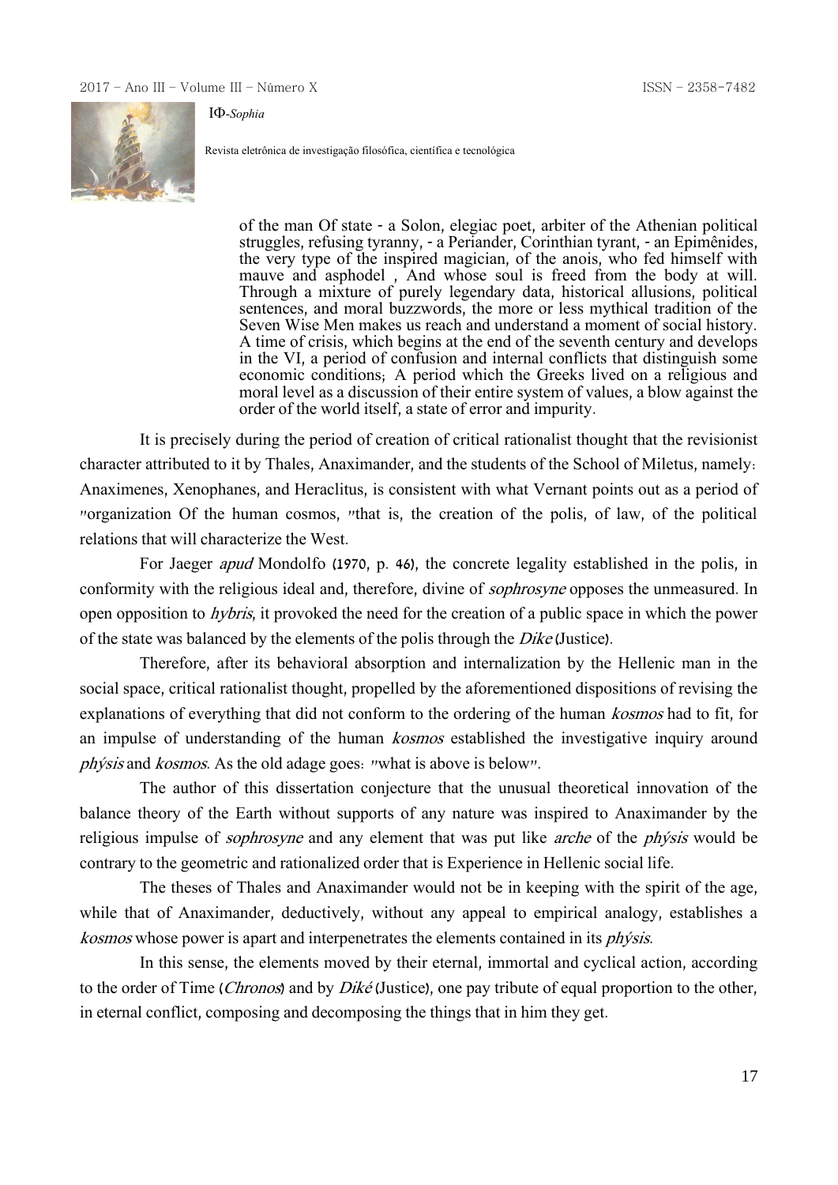> of the man Of state - a Solon, elegiac poet, arbiter of the Athenian political struggles, refusing tyranny, - a Periander, Corinthian tyrant, - an Epimênides, the very type of the inspired magician, of the anois, who fed himself with mauve and asphodel , And whose soul is freed from the body at will. Through a mixture of purely legendary data, historical allusions, political sentences, and moral buzzwords, the more or less mythical tradition of the Seven Wise Men makes us reach and understand a moment of social history. A time of crisis, which begins at the end of the seventh century and develops in the VI, a period of confusion and internal conflicts that distinguish some economic conditions; A period which the Greeks lived on a religious and moral level as a discussion of their entire system of values, a blow against the order of the world itself, a state of error and impurity.

It is precisely during the period of creation of critical rationalist thought that the revisionist character attributed to it by Thales, Anaximander, and the students of the School of Miletus, namely: Anaximenes, Xenophanes, and Heraclitus, is consistent with what Vernant points out as a period of "organization Of the human cosmos, "that is, the creation of the polis, of law, of the political relations that will characterize the West.

For Jaeger *apud* Mondolfo (1970, p. 46), the concrete legality established in the polis, in conformity with the religious ideal and, therefore, divine of *sophrosyne* opposes the unmeasured. In open opposition to *hybris*, it provoked the need for the creation of a public space in which the power of the state was balanced by the elements of the polis through the *Dike* (Justice).

Therefore, after its behavioral absorption and internalization by the Hellenic man in the social space, critical rationalist thought, propelled by the aforementioned dispositions of revising the explanations of everything that did not conform to the ordering of the human *kosmos* had to fit, for an impulse of understanding of the human *kosmos* established the investigative inquiry around *phýsis* and *kosmos*. As the old adage goes: "what is above is below".

The author of this dissertation conjecture that the unusual theoretical innovation of the balance theory of the Earth without supports of any nature was inspired to Anaximander by the religious impulse of *sophrosyne* and any element that was put like *arche* of the *phýsis* would be contrary to the geometric and rationalized order that is Experience in Hellenic social life.

The theses of Thales and Anaximander would not be in keeping with the spirit of the age, while that of Anaximander, deductively, without any appeal to empirical analogy, establishes a *kosmos* whose power is apart and interpenetrates the elements contained in its *phýsis*.

In this sense, the elements moved by their eternal, immortal and cyclical action, according to the order of Time (*Chronos*) and by *Diké* (Justice), one pay tribute of equal proportion to the other, in eternal conflict, composing and decomposing the things that in him they get.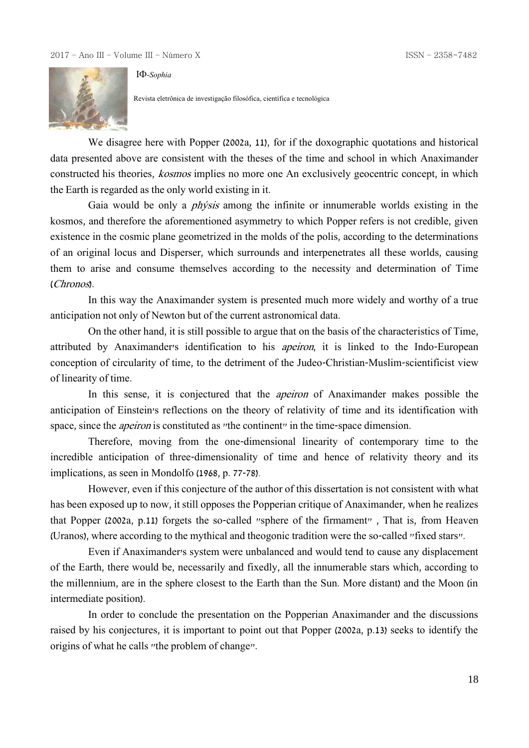We disagree here with Popper (2002a, 11), for if the doxographic quotations and historical data presented above are consistent with the theses of the time and school in which Anaximander constructed his theories, *kosmos* implies no more one An exclusively geocentric concept, in which the Earth is regarded as the only world existing in it.

Gaia would be only a *phýsis* among the infinite or innumerable worlds existing in the kosmos, and therefore the aforementioned asymmetry to which Popper refers is not credible, given existence in the cosmic plane geometrized in the molds of the polis, according to the determinations of an original locus and Disperser, which surrounds and interpenetrates all these worlds, causing them to arise and consume themselves according to the necessity and determination of Time (*Chronos*).

In this way the Anaximander system is presented much more widely and worthy of a true anticipation not only of Newton but of the current astronomical data.

On the other hand, it is still possible to argue that on the basis of the characteristics of Time, attributed by Anaximander's identification to his *apeiron*, it is linked to the Indo-European conception of circularity of time, to the detriment of the Judeo-Christian-Muslim-scientificist view of linearity of time.

In this sense, it is conjectured that the *apeiron* of Anaximander makes possible the anticipation of Einstein's reflections on the theory of relativity of time and its identification with space, since the *apeiron* is constituted as "the continent" in the time-space dimension.

Therefore, moving from the one-dimensional linearity of contemporary time to the incredible anticipation of three-dimensionality of time and hence of relativity theory and its implications, as seen in Mondolfo (1968, p. 77-78).

However, even if this conjecture of the author of this dissertation is not consistent with what has been exposed up to now, it still opposes the Popperian critique of Anaximander, when he realizes that Popper (2002a, p.11) forgets the so-called "sphere of the firmament" , That is, from Heaven (Uranos), where according to the mythical and theogonic tradition were the so-called "fixed stars".

Even if Anaximander's system were unbalanced and would tend to cause any displacement of the Earth, there would be, necessarily and fixedly, all the innumerable stars which, according to the millennium, are in the sphere closest to the Earth than the Sun. More distant) and the Moon (in intermediate position).

In order to conclude the presentation on the Popperian Anaximander and the discussions raised by his conjectures, it is important to point out that Popper (2002a, p.13) seeks to identify the origins of what he calls "the problem of change".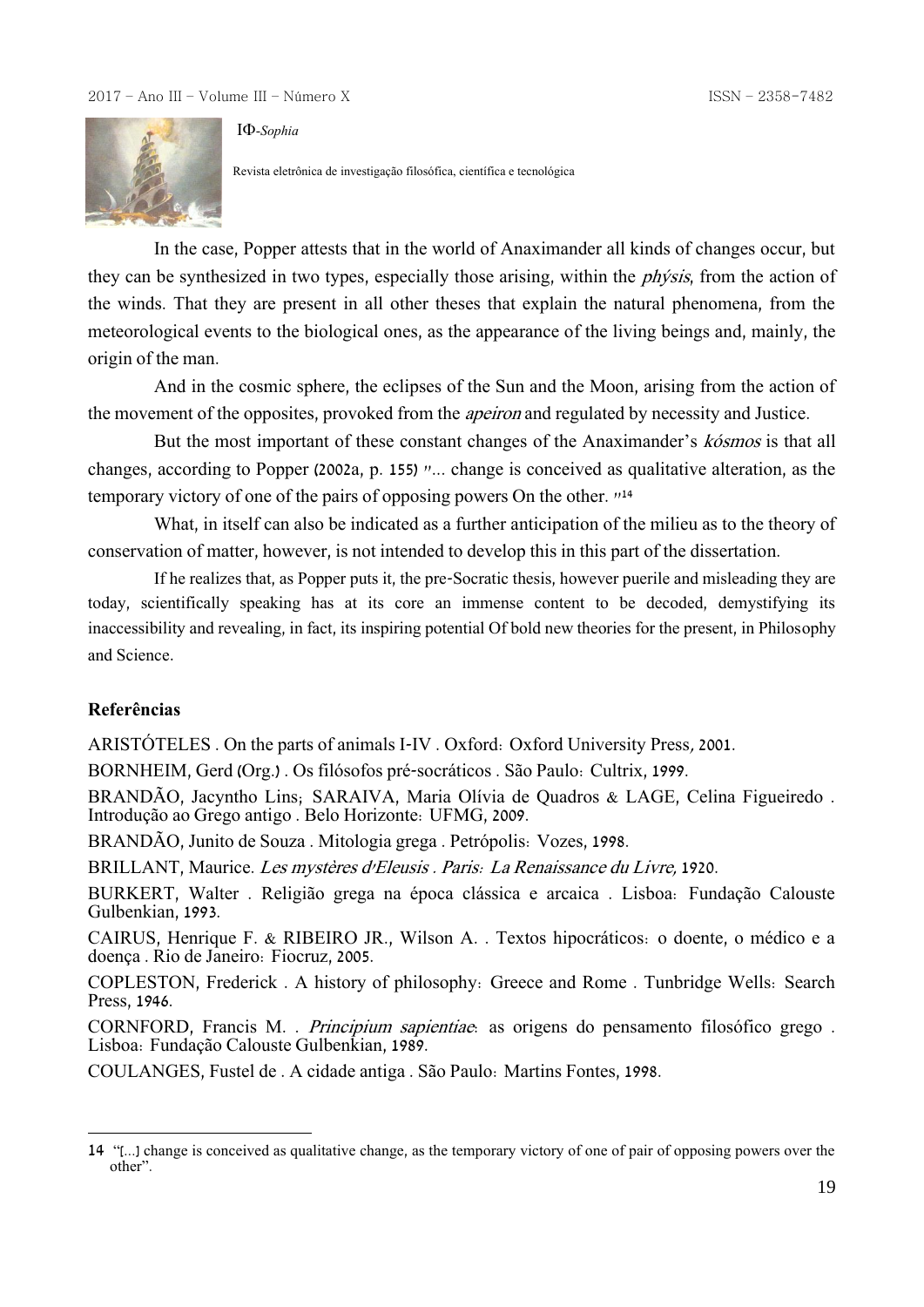In the case, Popper attests that in the world of Anaximander all kinds of changes occur, but they can be synthesized in two types, especially those arising, within the *phýsis*, from the action of the winds. That they are present in all other theses that explain the natural phenomena, from the meteorological events to the biological ones, as the appearance of the living beings and, mainly, the origin of the man.

And in the cosmic sphere, the eclipses of the Sun and the Moon, arising from the action of the movement of the opposites, provoked from the *apeiron* and regulated by necessity and Justice.

But the most important of these constant changes of the Anaximander's *kósmos* is that all changes, according to Popper (2002a, p. 155) "... change is conceived as qualitative alteration, as the temporary victory of one of the pairs of opposing powers On the other. "[14]

What, in itself can also be indicated as a further anticipation of the milieu as to the theory of conservation of matter, however, is not intended to develop this in this part of the dissertation.

If he realizes that, as Popper puts it, the pre-Socratic thesis, however puerile and misleading they are today, scientifically speaking has at its core an immense content to be decoded, demystifying its inaccessibility and revealing, in fact, its inspiring potential Of bold new theories for the present, in Philosophy and Science.

**Referências**

ARISTÓTELES . On the parts of animals I-IV . Oxford: Oxford University Press, 2001.

BORNHEIM, Gerd (Org.) . Os filósofos pré-socráticos . São Paulo: Cultrix, 1999.

BRANDÃO, Jacyntho Lins; SARAIVA, Maria Olívia de Quadros & LAGE, Celina Figueiredo . Introdução ao Grego antigo . Belo Horizonte: UFMG, 2009.

BRANDÃO, Junito de Souza . Mitologia grega . Petrópolis: Vozes, 1998.

BRILLANT, Maurice. *Les mystères d'Eleusis . Paris: La Renaissance du Livre,* 1920.

BURKERT, Walter . Religião grega na época clássica e arcaica . Lisboa: Fundação Calouste Gulbenkian, 1993.

CAIRUS, Henrique F. & RIBEIRO JR., Wilson A. . Textos hipocráticos: o doente, o médico e a doença . Rio de Janeiro: Fiocruz, 2005.

COPLESTON, Frederick . A history of philosophy: Greece and Rome . Tunbridge Wells: Search Press, 1946.

CORNFORD, Francis M. . *Principium sapientiae*: as origens do pensamento filosófico grego . Lisboa: Fundação Calouste Gulbenkian, 1989.

COULANGES, Fustel de . A cidade antiga . São Paulo: Martins Fontes, 1998.

---

[14] "[...] change is conceived as qualitative change, as the temporary victory of one of pair of opposing powers over the other".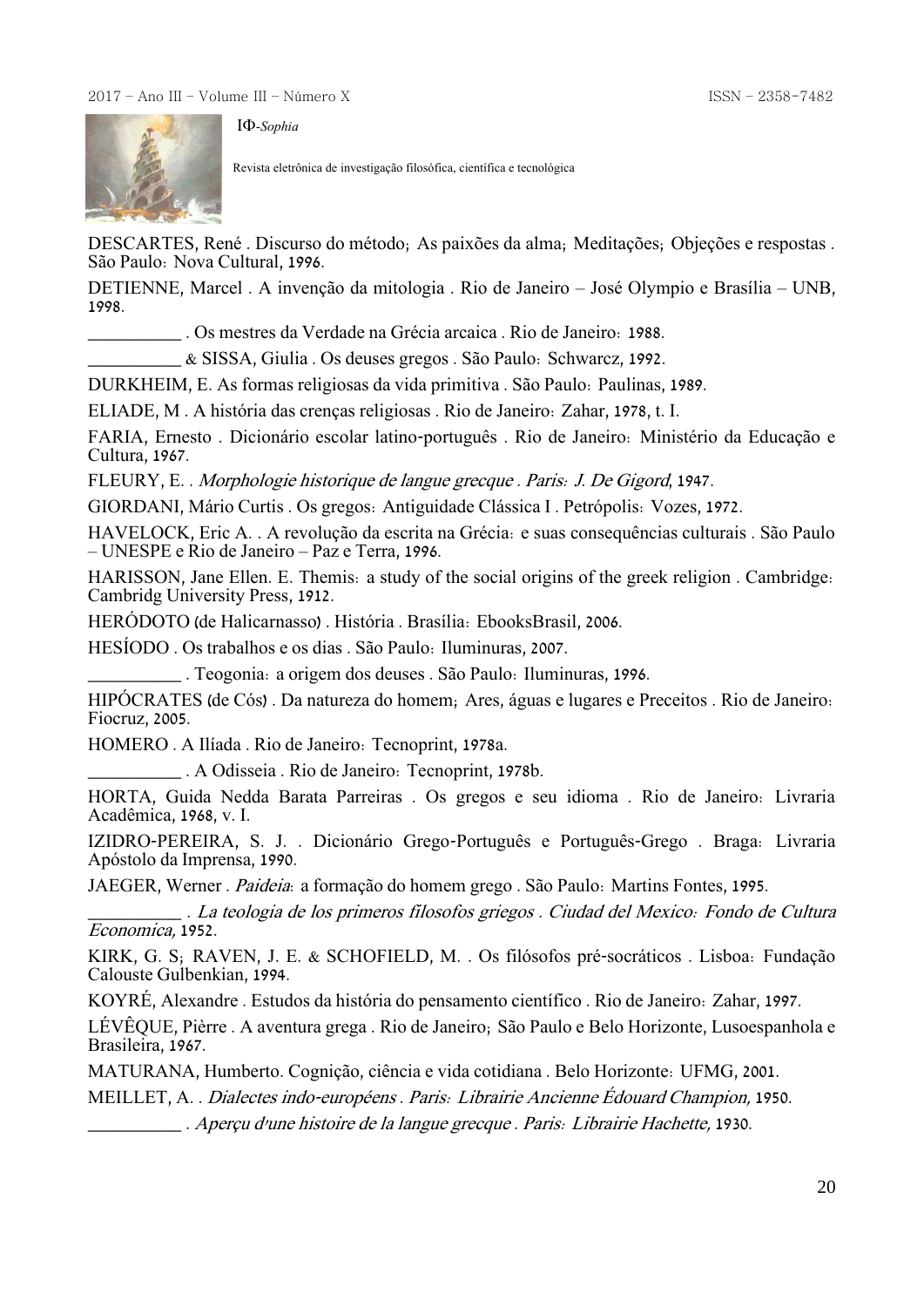DESCARTES, René . Discurso do método; As paixões da alma; Meditações; Objeções e respostas . São Paulo: Nova Cultural, 1996.

DETIENNE, Marcel . A invenção da mitologia . Rio de Janeiro – José Olympio e Brasília – UNB, 1998.

__________ . Os mestres da Verdade na Grécia arcaica . Rio de Janeiro: 1988.

__________ & SISSA, Giulia . Os deuses gregos . São Paulo: Schwarcz, 1992.

DURKHEIM, E. As formas religiosas da vida primitiva . São Paulo: Paulinas, 1989.

ELIADE, M . A história das crenças religiosas . Rio de Janeiro: Zahar, 1978, t. I.

FARIA, Ernesto . Dicionário escolar latino-português . Rio de Janeiro: Ministério da Educação e Cultura, 1967.

FLEURY, E. . *Morphologie historique de langue grecque . Paris: J. De Gigord*, 1947.

GIORDANI, Mário Curtis . Os gregos: Antiguidade Clássica I . Petrópolis: Vozes, 1972.

HAVELOCK, Eric A. . A revolução da escrita na Grécia: e suas consequências culturais . São Paulo – UNESPE e Rio de Janeiro – Paz e Terra, 1996.

HARISSON, Jane Ellen. E. Themis: a study of the social origins of the greek religion . Cambridge: Cambridg University Press, 1912.

HERÓDOTO (de Halicarnasso) . História . Brasília: EbooksBrasil, 2006.

HESÍODO . Os trabalhos e os dias . São Paulo: Iluminuras, 2007.

__________ . Teogonia: a origem dos deuses . São Paulo: Iluminuras, 1996.

HIPÓCRATES (de Cós) . Da natureza do homem; Ares, águas e lugares e Preceitos . Rio de Janeiro: Fiocruz, 2005.

HOMERO . A Ilíada . Rio de Janeiro: Tecnoprint, 1978a.

__________ . A Odisseia . Rio de Janeiro: Tecnoprint, 1978b.

HORTA, Guida Nedda Barata Parreiras . Os gregos e seu idioma . Rio de Janeiro: Livraria Acadêmica, 1968, v. I.

IZIDRO-PEREIRA, S. J. . Dicionário Grego-Português e Português-Grego . Braga: Livraria Apóstolo da Imprensa, 1990.

JAEGER, Werner . *Paideia*: a formação do homem grego . São Paulo: Martins Fontes, 1995.

__________ . *La teologia de los primeros filosofos griegos . Ciudad del Mexico: Fondo de Cultura Economica,* 1952.

KIRK, G. S; RAVEN, J. E. & SCHOFIELD, M. . Os filósofos pré-socráticos . Lisboa: Fundação Calouste Gulbenkian, 1994.

KOYRÉ, Alexandre . Estudos da história do pensamento científico . Rio de Janeiro: Zahar, 1997.

LÉVÊQUE, Pièrre . A aventura grega . Rio de Janeiro; São Paulo e Belo Horizonte, Lusoespanhola e Brasileira, 1967.

MATURANA, Humberto. Cognição, ciência e vida cotidiana . Belo Horizonte: UFMG, 2001.

MEILLET, A. . *Dialectes indo-européens . Paris: Librairie Ancienne Édouard Champion,* 1950.

__________ . *Aperçu d'une histoire de la langue grecque . Paris: Librairie Hachette,* 1930.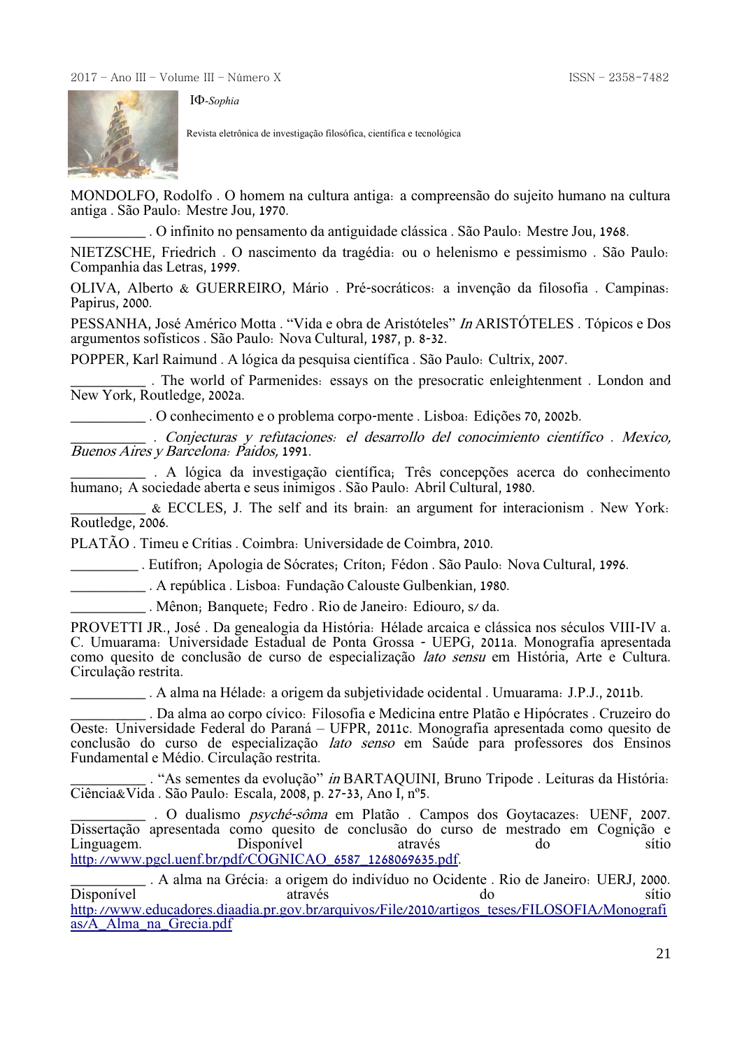MONDOLFO, Rodolfo . O homem na cultura antiga: a compreensão do sujeito humano na cultura antiga . São Paulo: Mestre Jou, 1970.

__________ . O infinito no pensamento da antiguidade clássica . São Paulo: Mestre Jou, 1968.

NIETZSCHE, Friedrich . O nascimento da tragédia: ou o helenismo e pessimismo . São Paulo: Companhia das Letras, 1999.

OLIVA, Alberto & GUERREIRO, Mário . Pré-socráticos: a invenção da filosofia . Campinas: Papirus, 2000.

PESSANHA, José Américo Motta . "Vida e obra de Aristóteles" *In* ARISTÓTELES . Tópicos e Dos argumentos sofísticos . São Paulo: Nova Cultural, 1987, p. 8-32.

POPPER, Karl Raimund . A lógica da pesquisa científica . São Paulo: Cultrix, 2007.

__________ . The world of Parmenides: essays on the presocratic enleightenment . London and New York, Routledge, 2002a.

__________ . O conhecimento e o problema corpo-mente . Lisboa: Edições 70, 2002b.

__________ . *Conjecturas y refutaciones: el desarrollo del conocimiento científico . Mexico, Buenos Aires y Barcelona: Paidos,* 1991.

__________ . A lógica da investigação científica; Três concepções acerca do conhecimento humano; A sociedade aberta e seus inimigos . São Paulo: Abril Cultural, 1980.

__________ & ECCLES, J. The self and its brain: an argument for interacionism . New York: Routledge, 2006.

PLATÃO . Timeu e Crítias . Coimbra: Universidade de Coimbra, 2010.

__________ . Eutífron; Apologia de Sócrates; Críton; Fédon . São Paulo: Nova Cultural, 1996.

__________ . A república . Lisboa: Fundação Calouste Gulbenkian, 1980.

__________ . Mênon; Banquete; Fedro . Rio de Janeiro: Ediouro, s/ da.

PROVETTI JR., José . Da genealogia da História: Hélade arcaica e clássica nos séculos VIII-IV a. C. Umuarama: Universidade Estadual de Ponta Grossa - UEPG, 2011a. Monografia apresentada como quesito de conclusão de curso de especialização *lato sensu* em História, Arte e Cultura. Circulação restrita.

__________ . A alma na Hélade: a origem da subjetividade ocidental . Umuarama: J.P.J., 2011b.

__________ . Da alma ao corpo cívico: Filosofia e Medicina entre Platão e Hipócrates . Cruzeiro do Oeste: Universidade Federal do Paraná – UFPR, 2011c. Monografia apresentada como quesito de conclusão do curso de especialização *lato senso* em Saúde para professores dos Ensinos Fundamental e Médio. Circulação restrita.

__________ . "As sementes da evolução" *in* BARTAQUINI, Bruno Tripode . Leituras da História: Ciência&Vida . São Paulo: Escala, 2008, p. 27-33, Ano I, nº5.

__________ . O dualismo *psyché-sôma* em Platão . Campos dos Goytacazes: UENF, 2007. Dissertação apresentada como quesito de conclusão do curso de mestrado em Cognição e Linguagem. Disponível através do sítio http://www.pgcl.uenf.br/pdf/COGNICAO_6587_1268069635.pdf.

__________ . A alma na Grécia: a origem do indivíduo no Ocidente . Rio de Janeiro: UERJ, 2000. Disponível através do sítio http://www.educadores.diaadia.pr.gov.br/arquivos/File/2010/artigos_teses/FILOSOFIA/Monografias/A_Alma_na_Grecia.pdf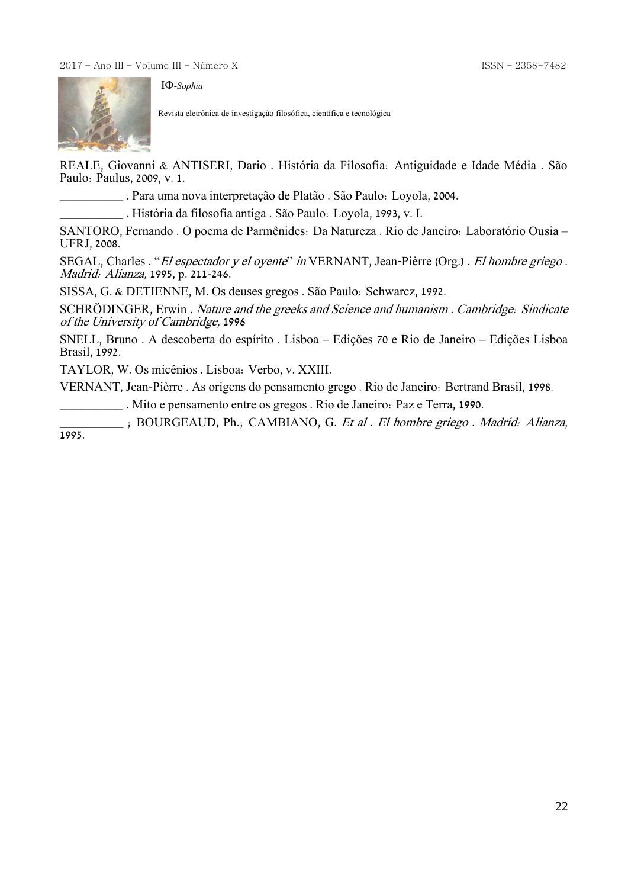REALE, Giovanni & ANTISERI, Dario . História da Filosofia: Antiguidade e Idade Média . São Paulo: Paulus, 2009, v. 1.

__________ . Para uma nova interpretação de Platão . São Paulo: Loyola, 2004.

__________ . História da filosofia antiga . São Paulo: Loyola, 1993, v. I.

SANTORO, Fernando . O poema de Parmênides: Da Natureza . Rio de Janeiro: Laboratório Ousia – UFRJ, 2008.

SEGAL, Charles . "*El espectador y el oyente*" *in* VERNANT, Jean-Pièrre (Org.) . *El hombre griego . Madrid: Alianza,* 1995, p. 211-246.

SISSA, G. & DETIENNE, M. Os deuses gregos . São Paulo: Schwarcz, 1992.

SCHRÖDINGER, Erwin . *Nature and the greeks and Science and humanism . Cambridge: Sindicate of the University of Cambridge,* 1996

SNELL, Bruno . A descoberta do espírito . Lisboa – Edições 70 e Rio de Janeiro – Edições Lisboa Brasil, 1992.

TAYLOR, W. Os micênios . Lisboa: Verbo, v. XXIII.

VERNANT, Jean-Pièrre . As origens do pensamento grego . Rio de Janeiro: Bertrand Brasil, 1998.

__________ . Mito e pensamento entre os gregos . Rio de Janeiro: Paz e Terra, 1990.

__________ ; BOURGEAUD, Ph.; CAMBIANO, G. *Et al* . *El hombre griego* . *Madrid: Alianza*, 1995.